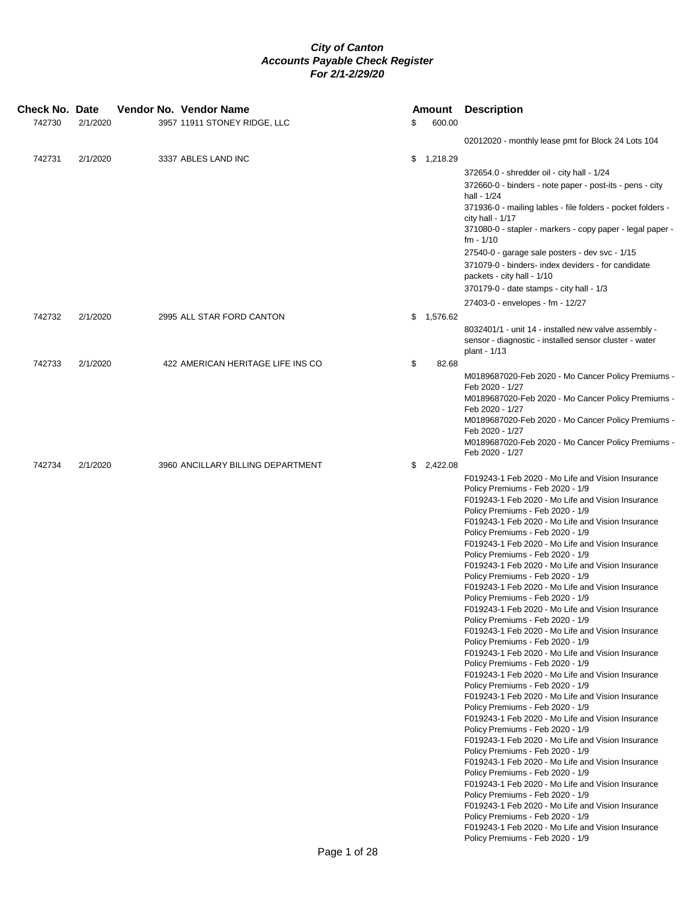***City of Canton***
***Accounts Payable Check Register***
***For 2/1-2/29/20***

| Check No. | Date | Vendor No. | Vendor Name | Amount | Description |
|---|---|---|---|---|---|
| 742730 | 2/1/2020 | 3957 | 11911 STONEY RIDGE, LLC | $ 600.00 | |
| | | | | | 02012020 - monthly lease pmt for Block 24 Lots 104 |
| 742731 | 2/1/2020 | 3337 | ABLES LAND INC | $ 1,218.29 | |
| | | | | | 372654.0 - shredder oil - city hall - 1/24 |
| | | | | | 372660-0 - binders - note paper - post-its - pens - city hall - 1/24 |
| | | | | | 371936-0 - mailing lables - file folders - pocket folders - city hall - 1/17 |
| | | | | | 371080-0 - stapler - markers - copy paper - legal paper - fm - 1/10 |
| | | | | | 27540-0 - garage sale posters - dev svc - 1/15 |
| | | | | | 371079-0 - binders- index deviders - for candidate packets - city hall - 1/10 |
| | | | | | 370179-0 - date stamps - city hall - 1/3 |
| | | | | | 27403-0 - envelopes - fm - 12/27 |
| 742732 | 2/1/2020 | 2995 | ALL STAR FORD CANTON | $ 1,576.62 | |
| | | | | | 8032401/1 - unit 14 - installed new valve assembly - sensor - diagnostic - installed sensor cluster - water plant - 1/13 |
| 742733 | 2/1/2020 | 422 | AMERICAN HERITAGE LIFE INS CO | $ 82.68 | |
| | | | | | M0189687020-Feb 2020 - Mo Cancer Policy Premiums - Feb 2020 - 1/27 |
| | | | | | M0189687020-Feb 2020 - Mo Cancer Policy Premiums - Feb 2020 - 1/27 |
| | | | | | M0189687020-Feb 2020 - Mo Cancer Policy Premiums - Feb 2020 - 1/27 |
| | | | | | M0189687020-Feb 2020 - Mo Cancer Policy Premiums - Feb 2020 - 1/27 |
| 742734 | 2/1/2020 | 3960 | ANCILLARY BILLING DEPARTMENT | $ 2,422.08 | |
| | | | | | F019243-1 Feb 2020 - Mo Life and Vision Insurance Policy Premiums - Feb 2020 - 1/9 |
| | | | | | F019243-1 Feb 2020 - Mo Life and Vision Insurance Policy Premiums - Feb 2020 - 1/9 |
| | | | | | F019243-1 Feb 2020 - Mo Life and Vision Insurance Policy Premiums - Feb 2020 - 1/9 |
| | | | | | F019243-1 Feb 2020 - Mo Life and Vision Insurance Policy Premiums - Feb 2020 - 1/9 |
| | | | | | F019243-1 Feb 2020 - Mo Life and Vision Insurance Policy Premiums - Feb 2020 - 1/9 |
| | | | | | F019243-1 Feb 2020 - Mo Life and Vision Insurance Policy Premiums - Feb 2020 - 1/9 |
| | | | | | F019243-1 Feb 2020 - Mo Life and Vision Insurance Policy Premiums - Feb 2020 - 1/9 |
| | | | | | F019243-1 Feb 2020 - Mo Life and Vision Insurance Policy Premiums - Feb 2020 - 1/9 |
| | | | | | F019243-1 Feb 2020 - Mo Life and Vision Insurance Policy Premiums - Feb 2020 - 1/9 |
| | | | | | F019243-1 Feb 2020 - Mo Life and Vision Insurance Policy Premiums - Feb 2020 - 1/9 |
| | | | | | F019243-1 Feb 2020 - Mo Life and Vision Insurance Policy Premiums - Feb 2020 - 1/9 |
| | | | | | F019243-1 Feb 2020 - Mo Life and Vision Insurance Policy Premiums - Feb 2020 - 1/9 |
| | | | | | F019243-1 Feb 2020 - Mo Life and Vision Insurance Policy Premiums - Feb 2020 - 1/9 |
| | | | | | F019243-1 Feb 2020 - Mo Life and Vision Insurance Policy Premiums - Feb 2020 - 1/9 |
| | | | | | F019243-1 Feb 2020 - Mo Life and Vision Insurance Policy Premiums - Feb 2020 - 1/9 |
| | | | | | F019243-1 Feb 2020 - Mo Life and Vision Insurance Policy Premiums - Feb 2020 - 1/9 |
| | | | | | F019243-1 Feb 2020 - Mo Life and Vision Insurance Policy Premiums - Feb 2020 - 1/9 |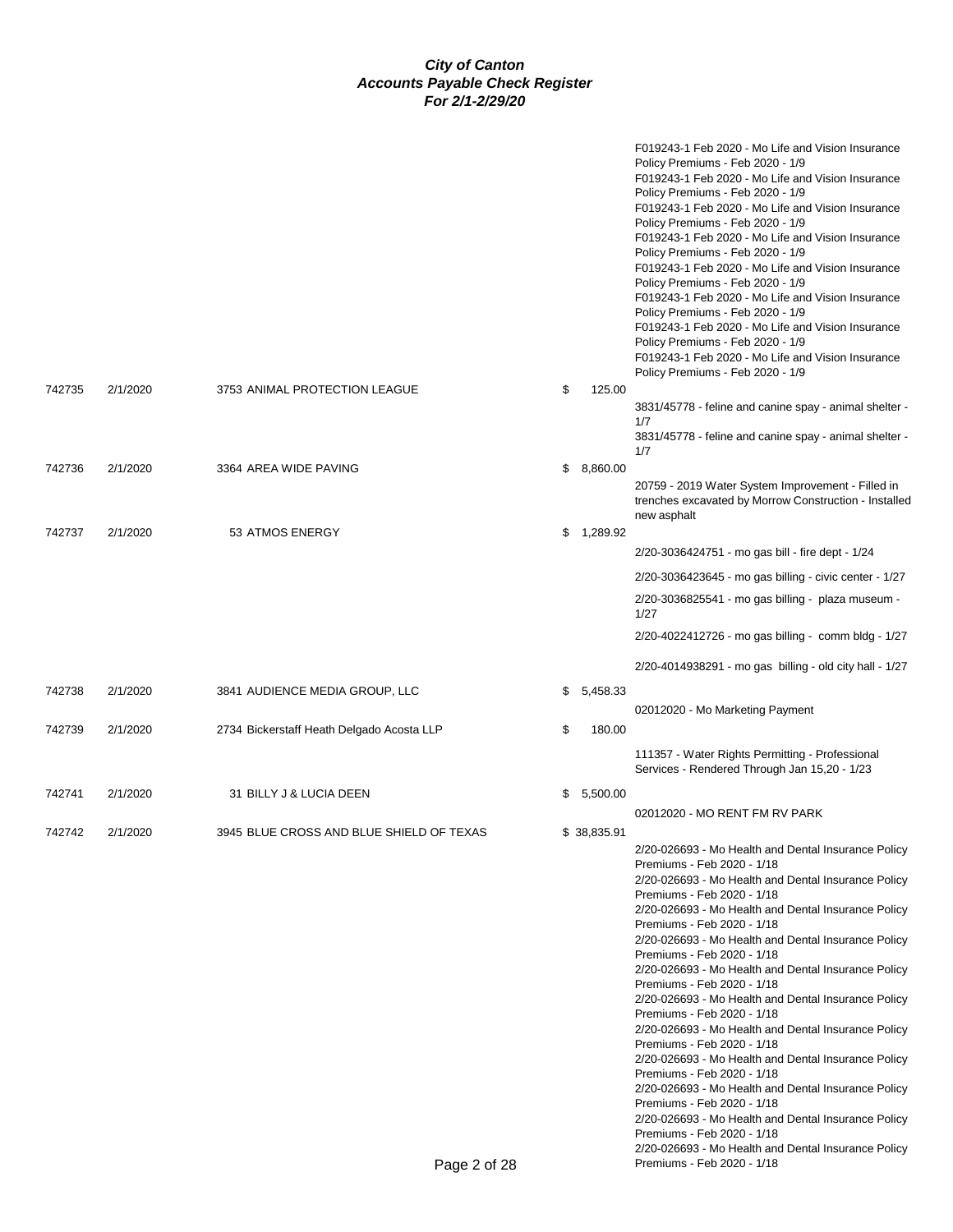***City of Canton***
***Accounts Payable Check Register***
***For 2/1-2/29/20***

| Check # | Date | Vendor | Amount | Description |
|---|---|---|---|---|
| | | | | F019243-1 Feb 2020 - Mo Life and Vision Insurance Policy Premiums - Feb 2020 - 1/9 |
| | | | | F019243-1 Feb 2020 - Mo Life and Vision Insurance Policy Premiums - Feb 2020 - 1/9 |
| | | | | F019243-1 Feb 2020 - Mo Life and Vision Insurance Policy Premiums - Feb 2020 - 1/9 |
| | | | | F019243-1 Feb 2020 - Mo Life and Vision Insurance Policy Premiums - Feb 2020 - 1/9 |
| | | | | F019243-1 Feb 2020 - Mo Life and Vision Insurance Policy Premiums - Feb 2020 - 1/9 |
| | | | | F019243-1 Feb 2020 - Mo Life and Vision Insurance Policy Premiums - Feb 2020 - 1/9 |
| | | | | F019243-1 Feb 2020 - Mo Life and Vision Insurance Policy Premiums - Feb 2020 - 1/9 |
| | | | | F019243-1 Feb 2020 - Mo Life and Vision Insurance Policy Premiums - Feb 2020 - 1/9 |
| 742735 | 2/1/2020 | 3753 ANIMAL PROTECTION LEAGUE | $ 125.00 | |
| | | | | 3831/45778 - feline and canine spay - animal shelter - 1/7 |
| | | | | 3831/45778 - feline and canine spay - animal shelter - 1/7 |
| 742736 | 2/1/2020 | 3364 AREA WIDE PAVING | $ 8,860.00 | |
| | | | | 20759 - 2019 Water System Improvement - Filled in trenches excavated by Morrow Construction - Installed new asphalt |
| 742737 | 2/1/2020 | 53 ATMOS ENERGY | $ 1,289.92 | |
| | | | | 2/20-3036424751 - mo gas bill - fire dept - 1/24 |
| | | | | 2/20-3036423645 - mo gas billing - civic center - 1/27 |
| | | | | 2/20-3036825541 - mo gas billing - plaza museum - 1/27 |
| | | | | 2/20-4022412726 - mo gas billing - comm bldg - 1/27 |
| | | | | 2/20-4014938291 - mo gas billing - old city hall - 1/27 |
| 742738 | 2/1/2020 | 3841 AUDIENCE MEDIA GROUP, LLC | $ 5,458.33 | |
| | | | | 02012020 - Mo Marketing Payment |
| 742739 | 2/1/2020 | 2734 Bickerstaff Heath Delgado Acosta LLP | $ 180.00 | |
| | | | | 111357 - Water Rights Permitting - Professional Services - Rendered Through Jan 15,20 - 1/23 |
| 742741 | 2/1/2020 | 31 BILLY J & LUCIA DEEN | $ 5,500.00 | |
| | | | | 02012020 - MO RENT FM RV PARK |
| 742742 | 2/1/2020 | 3945 BLUE CROSS AND BLUE SHIELD OF TEXAS | $ 38,835.91 | |
| | | | | 2/20-026693 - Mo Health and Dental Insurance Policy Premiums - Feb 2020 - 1/18 |
| | | | | 2/20-026693 - Mo Health and Dental Insurance Policy Premiums - Feb 2020 - 1/18 |
| | | | | 2/20-026693 - Mo Health and Dental Insurance Policy Premiums - Feb 2020 - 1/18 |
| | | | | 2/20-026693 - Mo Health and Dental Insurance Policy Premiums - Feb 2020 - 1/18 |
| | | | | 2/20-026693 - Mo Health and Dental Insurance Policy Premiums - Feb 2020 - 1/18 |
| | | | | 2/20-026693 - Mo Health and Dental Insurance Policy Premiums - Feb 2020 - 1/18 |
| | | | | 2/20-026693 - Mo Health and Dental Insurance Policy Premiums - Feb 2020 - 1/18 |
| | | | | 2/20-026693 - Mo Health and Dental Insurance Policy Premiums - Feb 2020 - 1/18 |
| | | | | 2/20-026693 - Mo Health and Dental Insurance Policy Premiums - Feb 2020 - 1/18 |
| | | | | 2/20-026693 - Mo Health and Dental Insurance Policy Premiums - Feb 2020 - 1/18 |
| | | | | 2/20-026693 - Mo Health and Dental Insurance Policy Premiums - Feb 2020 - 1/18 |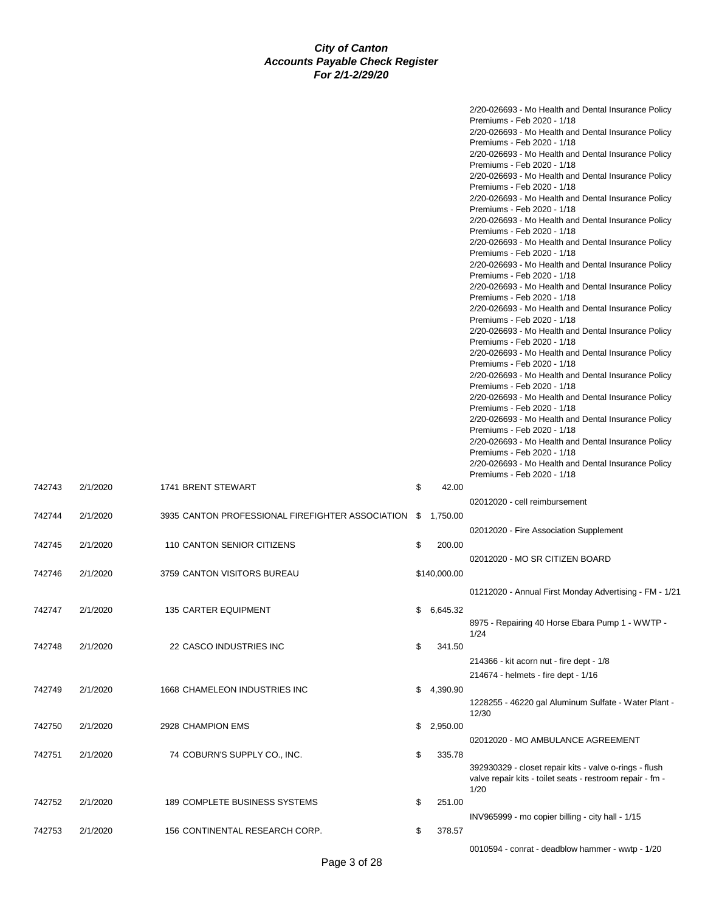**City of Canton**
**Accounts Payable Check Register**
**For 2/1-2/29/20**

| Check # | Date | Vendor | Amount | Description |
|---|---|---|---|---|
| | | | | 2/20-026693 - Mo Health and Dental Insurance Policy Premiums - Feb 2020 - 1/18 |
| | | | | 2/20-026693 - Mo Health and Dental Insurance Policy Premiums - Feb 2020 - 1/18 |
| | | | | 2/20-026693 - Mo Health and Dental Insurance Policy Premiums - Feb 2020 - 1/18 |
| | | | | 2/20-026693 - Mo Health and Dental Insurance Policy Premiums - Feb 2020 - 1/18 |
| | | | | 2/20-026693 - Mo Health and Dental Insurance Policy Premiums - Feb 2020 - 1/18 |
| | | | | 2/20-026693 - Mo Health and Dental Insurance Policy Premiums - Feb 2020 - 1/18 |
| | | | | 2/20-026693 - Mo Health and Dental Insurance Policy Premiums - Feb 2020 - 1/18 |
| | | | | 2/20-026693 - Mo Health and Dental Insurance Policy Premiums - Feb 2020 - 1/18 |
| | | | | 2/20-026693 - Mo Health and Dental Insurance Policy Premiums - Feb 2020 - 1/18 |
| | | | | 2/20-026693 - Mo Health and Dental Insurance Policy Premiums - Feb 2020 - 1/18 |
| | | | | 2/20-026693 - Mo Health and Dental Insurance Policy Premiums - Feb 2020 - 1/18 |
| | | | | 2/20-026693 - Mo Health and Dental Insurance Policy Premiums - Feb 2020 - 1/18 |
| | | | | 2/20-026693 - Mo Health and Dental Insurance Policy Premiums - Feb 2020 - 1/18 |
| | | | | 2/20-026693 - Mo Health and Dental Insurance Policy Premiums - Feb 2020 - 1/18 |
| | | | | 2/20-026693 - Mo Health and Dental Insurance Policy Premiums - Feb 2020 - 1/18 |
| | | | | 2/20-026693 - Mo Health and Dental Insurance Policy Premiums - Feb 2020 - 1/18 |
| | | | | 2/20-026693 - Mo Health and Dental Insurance Policy Premiums - Feb 2020 - 1/18 |
| 742743 | 2/1/2020 | 1741 BRENT STEWART | $ 42.00 | |
| | | | | 02012020 - cell reimbursement |
| 742744 | 2/1/2020 | 3935 CANTON PROFESSIONAL FIREFIGHTER ASSOCIATION | $ 1,750.00 | |
| | | | | 02012020 - Fire Association Supplement |
| 742745 | 2/1/2020 | 110 CANTON SENIOR CITIZENS | $ 200.00 | |
| | | | | 02012020 - MO SR CITIZEN BOARD |
| 742746 | 2/1/2020 | 3759 CANTON VISITORS BUREAU | $140,000.00 | |
| | | | | 01212020 - Annual First Monday Advertising - FM - 1/21 |
| 742747 | 2/1/2020 | 135 CARTER EQUIPMENT | $ 6,645.32 | |
| | | | | 8975 - Repairing 40 Horse Ebara Pump 1 - WWTP - 1/24 |
| 742748 | 2/1/2020 | 22 CASCO INDUSTRIES INC | $ 341.50 | |
| | | | | 214366 - kit acorn nut - fire dept - 1/8 |
| | | | | 214674 - helmets - fire dept - 1/16 |
| 742749 | 2/1/2020 | 1668 CHAMELEON INDUSTRIES INC | $ 4,390.90 | |
| | | | | 1228255 - 46220 gal Aluminum Sulfate - Water Plant - 12/30 |
| 742750 | 2/1/2020 | 2928 CHAMPION EMS | $ 2,950.00 | |
| | | | | 02012020 - MO AMBULANCE AGREEMENT |
| 742751 | 2/1/2020 | 74 COBURN'S SUPPLY CO., INC. | $ 335.78 | |
| | | | | 392930329 - closet repair kits - valve o-rings - flush valve repair kits - toilet seats - restroom repair - fm - 1/20 |
| 742752 | 2/1/2020 | 189 COMPLETE BUSINESS SYSTEMS | $ 251.00 | |
| | | | | INV965999 - mo copier billing - city hall - 1/15 |
| 742753 | 2/1/2020 | 156 CONTINENTAL RESEARCH CORP. | $ 378.57 | |
| | | | | 0010594 - conrat - deadblow hammer - wwtp - 1/20 |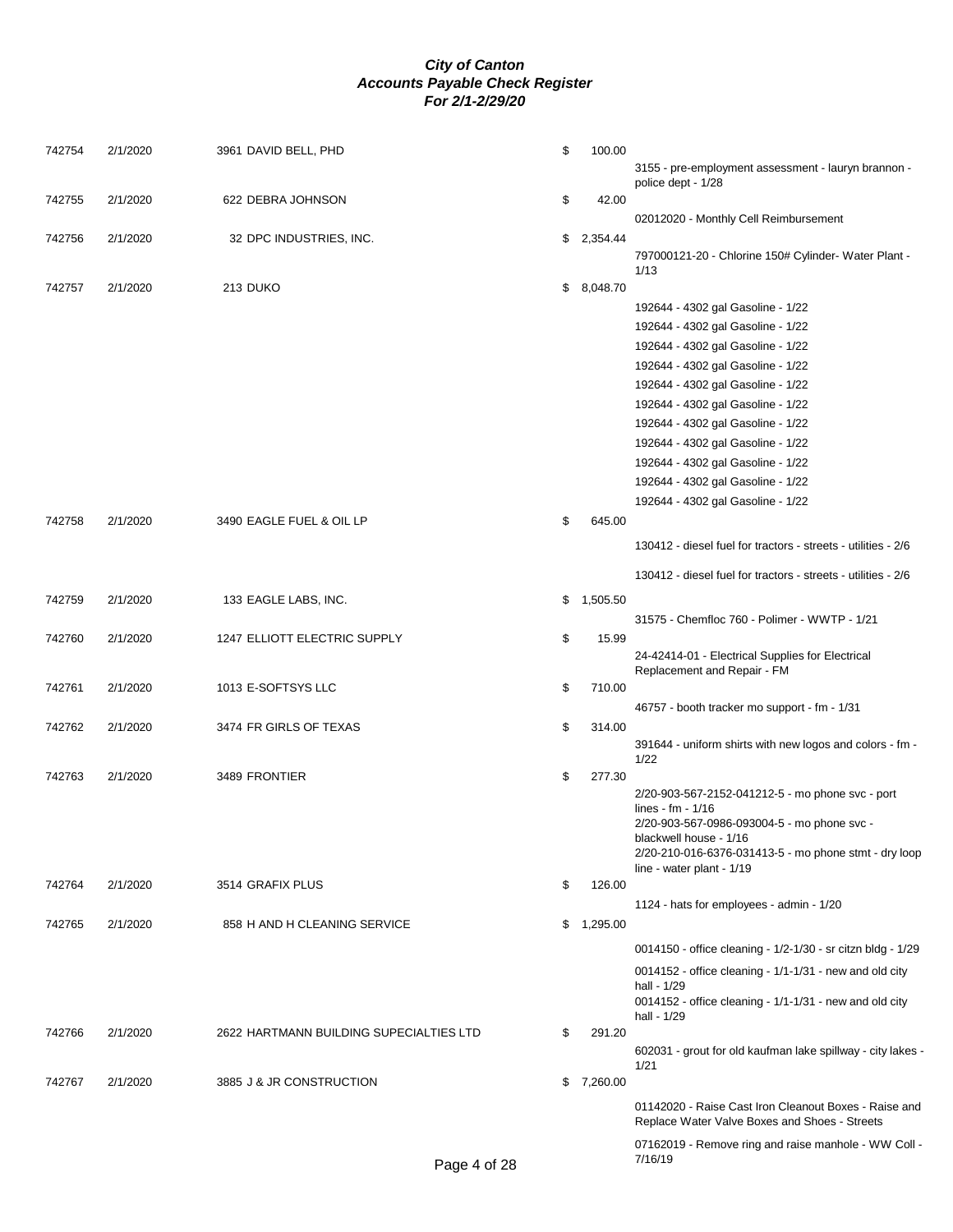# *City of Canton*
## *Accounts Payable Check Register*
### *For 2/1-2/29/20*

| Check # | Date | Vendor | Amount | Description |
|---|---|---|---|---|
| 742754 | 2/1/2020 | 3961 DAVID BELL, PHD | $ 100.00 | |
| | | | | 3155 - pre-employment assessment - lauryn brannon - police dept - 1/28 |
| 742755 | 2/1/2020 | 622 DEBRA JOHNSON | $ 42.00 | |
| | | | | 02012020 - Monthly Cell Reimbursement |
| 742756 | 2/1/2020 | 32 DPC INDUSTRIES, INC. | $ 2,354.44 | |
| | | | | 797000121-20 - Chlorine 150# Cylinder- Water Plant - 1/13 |
| 742757 | 2/1/2020 | 213 DUKO | $ 8,048.70 | |
| | | | | 192644 - 4302 gal Gasoline - 1/22 |
| | | | | 192644 - 4302 gal Gasoline - 1/22 |
| | | | | 192644 - 4302 gal Gasoline - 1/22 |
| | | | | 192644 - 4302 gal Gasoline - 1/22 |
| | | | | 192644 - 4302 gal Gasoline - 1/22 |
| | | | | 192644 - 4302 gal Gasoline - 1/22 |
| | | | | 192644 - 4302 gal Gasoline - 1/22 |
| | | | | 192644 - 4302 gal Gasoline - 1/22 |
| | | | | 192644 - 4302 gal Gasoline - 1/22 |
| | | | | 192644 - 4302 gal Gasoline - 1/22 |
| | | | | 192644 - 4302 gal Gasoline - 1/22 |
| 742758 | 2/1/2020 | 3490 EAGLE FUEL & OIL LP | $ 645.00 | |
| | | | | 130412 - diesel fuel for tractors - streets - utilities - 2/6 |
| | | | | 130412 - diesel fuel for tractors - streets - utilities - 2/6 |
| 742759 | 2/1/2020 | 133 EAGLE LABS, INC. | $ 1,505.50 | |
| | | | | 31575 - Chemfloc 760 - Polimer - WWTP - 1/21 |
| 742760 | 2/1/2020 | 1247 ELLIOTT ELECTRIC SUPPLY | $ 15.99 | |
| | | | | 24-42414-01 - Electrical Supplies for Electrical Replacement and Repair - FM |
| 742761 | 2/1/2020 | 1013 E-SOFTSYS LLC | $ 710.00 | |
| | | | | 46757 - booth tracker mo support - fm - 1/31 |
| 742762 | 2/1/2020 | 3474 FR GIRLS OF TEXAS | $ 314.00 | |
| | | | | 391644 - uniform shirts with new logos and colors - fm - 1/22 |
| 742763 | 2/1/2020 | 3489 FRONTIER | $ 277.30 | |
| | | | | 2/20-903-567-2152-041212-5 - mo phone svc - port lines - fm - 1/16 |
| | | | | 2/20-903-567-0986-093004-5 - mo phone svc - blackwell house - 1/16 |
| | | | | 2/20-210-016-6376-031413-5 - mo phone stmt - dry loop line - water plant - 1/19 |
| 742764 | 2/1/2020 | 3514 GRAFIX PLUS | $ 126.00 | |
| | | | | 1124 - hats for employees - admin - 1/20 |
| 742765 | 2/1/2020 | 858 H AND H CLEANING SERVICE | $ 1,295.00 | |
| | | | | 0014150 - office cleaning - 1/2-1/30 - sr citzn bldg - 1/29 |
| | | | | 0014152 - office cleaning - 1/1-1/31 - new and old city hall - 1/29 |
| | | | | 0014152 - office cleaning - 1/1-1/31 - new and old city hall - 1/29 |
| 742766 | 2/1/2020 | 2622 HARTMANN BUILDING SUPECIALTIES LTD | $ 291.20 | |
| | | | | 602031 - grout for old kaufman lake spillway - city lakes - 1/21 |
| 742767 | 2/1/2020 | 3885 J & JR CONSTRUCTION | $ 7,260.00 | |
| | | | | 01142020 - Raise Cast Iron Cleanout Boxes - Raise and Replace Water Valve Boxes and Shoes - Streets |
| | | | | 07162019 - Remove ring and raise manhole - WW Coll - 7/16/19 |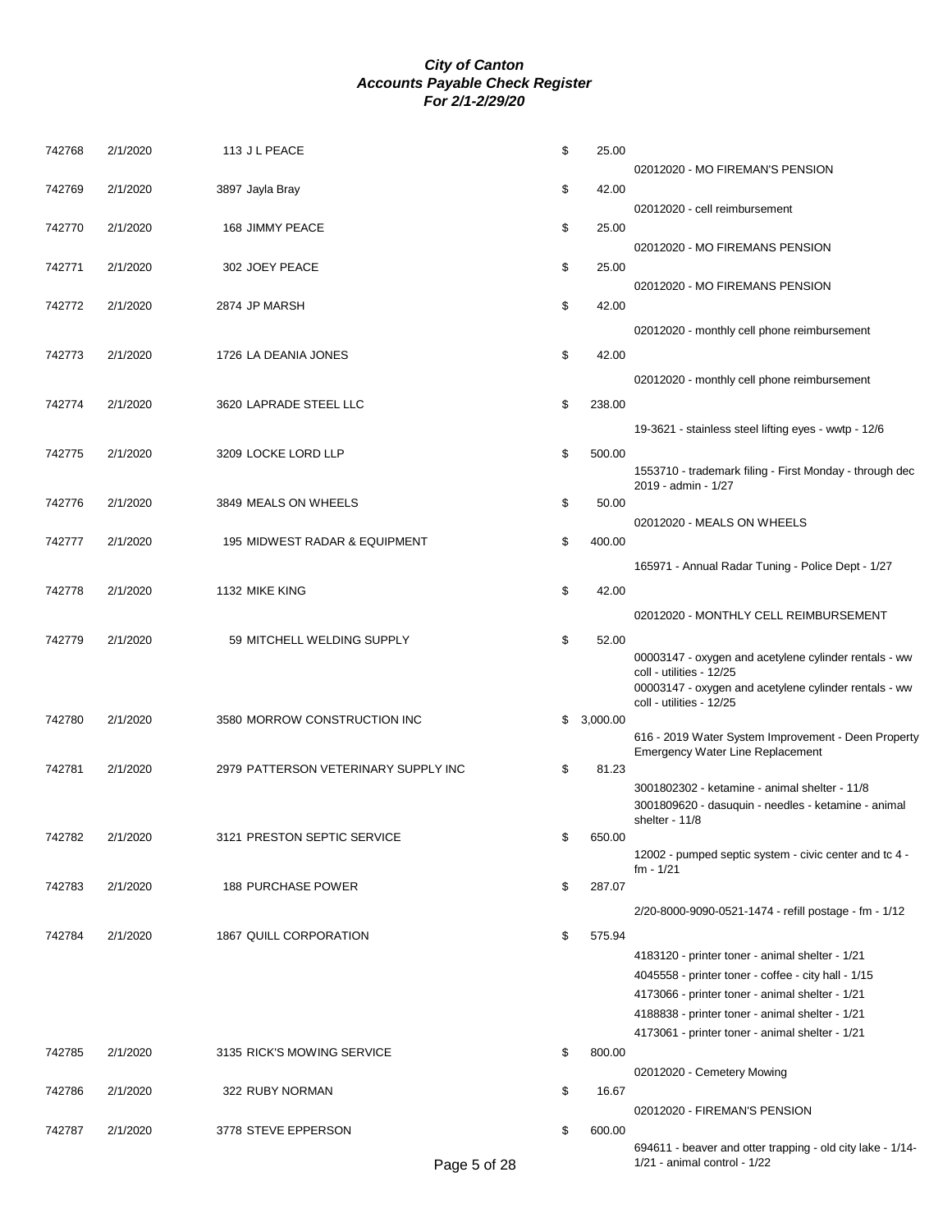# *City of Canton*
## *Accounts Payable Check Register*
### *For 2/1-2/29/20*

| Check | Date | Vendor | Amount | Description |
|---|---|---|---|---|
| 742768 | 2/1/2020 | 113 J L PEACE | $ 25.00 | 02012020 - MO FIREMAN'S PENSION |
| 742769 | 2/1/2020 | 3897 Jayla Bray | $ 42.00 | 02012020 - cell reimbursement |
| 742770 | 2/1/2020 | 168 JIMMY PEACE | $ 25.00 | 02012020 - MO FIREMANS PENSION |
| 742771 | 2/1/2020 | 302 JOEY PEACE | $ 25.00 | 02012020 - MO FIREMANS PENSION |
| 742772 | 2/1/2020 | 2874 JP MARSH | $ 42.00 | 02012020 - monthly cell phone reimbursement |
| 742773 | 2/1/2020 | 1726 LA DEANIA JONES | $ 42.00 | 02012020 - monthly cell phone reimbursement |
| 742774 | 2/1/2020 | 3620 LAPRADE STEEL LLC | $ 238.00 | 19-3621 - stainless steel lifting eyes - wwtp - 12/6 |
| 742775 | 2/1/2020 | 3209 LOCKE LORD LLP | $ 500.00 | 1553710 - trademark filing - First Monday - through dec 2019 - admin - 1/27 |
| 742776 | 2/1/2020 | 3849 MEALS ON WHEELS | $ 50.00 | 02012020 - MEALS ON WHEELS |
| 742777 | 2/1/2020 | 195 MIDWEST RADAR & EQUIPMENT | $ 400.00 | 165971 - Annual Radar Tuning - Police Dept - 1/27 |
| 742778 | 2/1/2020 | 1132 MIKE KING | $ 42.00 | 02012020 - MONTHLY CELL REIMBURSEMENT |
| 742779 | 2/1/2020 | 59 MITCHELL WELDING SUPPLY | $ 52.00 | 00003147 - oxygen and acetylene cylinder rentals - ww coll - utilities - 12/25 |
| | | | | 00003147 - oxygen and acetylene cylinder rentals - ww coll - utilities - 12/25 |
| 742780 | 2/1/2020 | 3580 MORROW CONSTRUCTION INC | $ 3,000.00 | 616 - 2019 Water System Improvement - Deen Property Emergency Water Line Replacement |
| 742781 | 2/1/2020 | 2979 PATTERSON VETERINARY SUPPLY INC | $ 81.23 | 3001802302 - ketamine - animal shelter - 11/8 |
| | | | | 3001809620 - dasuquin - needles - ketamine - animal shelter - 11/8 |
| 742782 | 2/1/2020 | 3121 PRESTON SEPTIC SERVICE | $ 650.00 | 12002 - pumped septic system - civic center and tc 4 - fm - 1/21 |
| 742783 | 2/1/2020 | 188 PURCHASE POWER | $ 287.07 | 2/20-8000-9090-0521-1474 - refill postage - fm - 1/12 |
| 742784 | 2/1/2020 | 1867 QUILL CORPORATION | $ 575.94 | 4183120 - printer toner - animal shelter - 1/21 |
| | | | | 4045558 - printer toner - coffee - city hall - 1/15 |
| | | | | 4173066 - printer toner - animal shelter - 1/21 |
| | | | | 4188838 - printer toner - animal shelter - 1/21 |
| | | | | 4173061 - printer toner - animal shelter - 1/21 |
| 742785 | 2/1/2020 | 3135 RICK'S MOWING SERVICE | $ 800.00 | 02012020 - Cemetery Mowing |
| 742786 | 2/1/2020 | 322 RUBY NORMAN | $ 16.67 | 02012020 - FIREMAN'S PENSION |
| 742787 | 2/1/2020 | 3778 STEVE EPPERSON | $ 600.00 | 694611 - beaver and otter trapping - old city lake - 1/14-1/21 - animal control - 1/22 |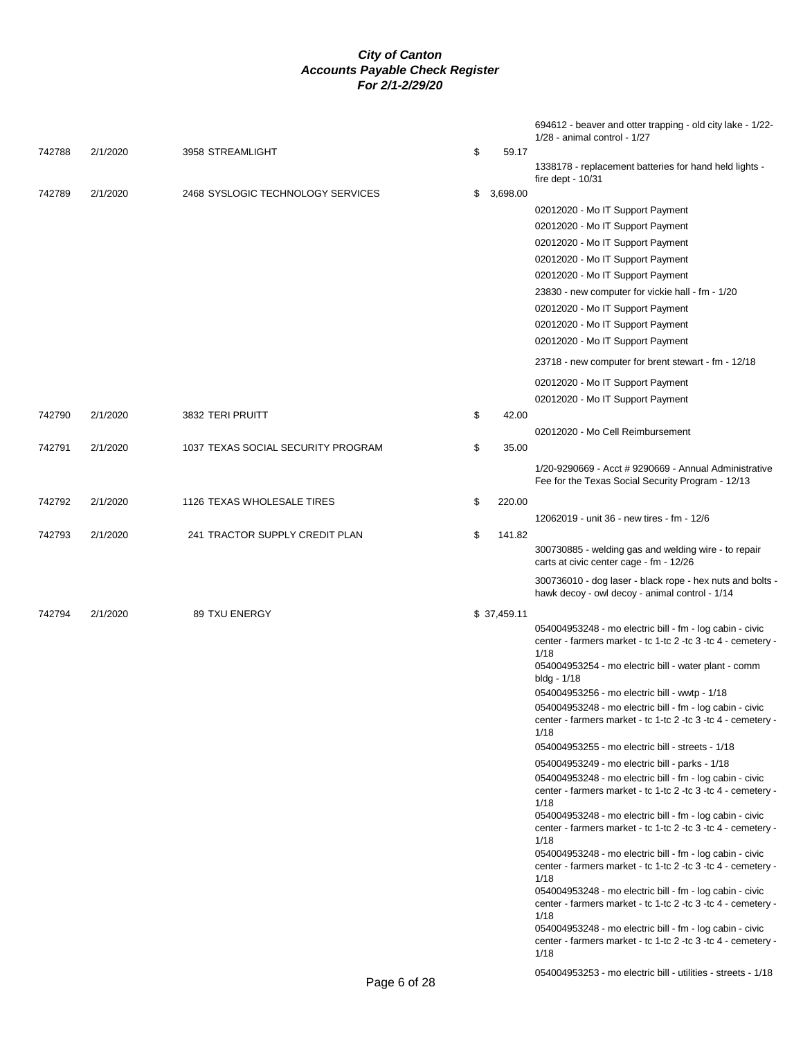# *City of Canton*
## *Accounts Payable Check Register*
### *For 2/1-2/29/20*

| Check # | Date | Vendor | Amount | Description |
|---|---|---|---|---|
| | | | | 694612 - beaver and otter trapping - old city lake - 1/22-1/28 - animal control - 1/27 |
| 742788 | 2/1/2020 | 3958 STREAMLIGHT | $ 59.17 | |
| | | | | 1338178 - replacement batteries for hand held lights - fire dept - 10/31 |
| 742789 | 2/1/2020 | 2468 SYSLOGIC TECHNOLOGY SERVICES | $ 3,698.00 | |
| | | | | 02012020 - Mo IT Support Payment |
| | | | | 02012020 - Mo IT Support Payment |
| | | | | 02012020 - Mo IT Support Payment |
| | | | | 02012020 - Mo IT Support Payment |
| | | | | 02012020 - Mo IT Support Payment |
| | | | | 23830 - new computer for vickie hall - fm - 1/20 |
| | | | | 02012020 - Mo IT Support Payment |
| | | | | 02012020 - Mo IT Support Payment |
| | | | | 02012020 - Mo IT Support Payment |
| | | | | 23718 - new computer for brent stewart - fm - 12/18 |
| | | | | 02012020 - Mo IT Support Payment |
| | | | | 02012020 - Mo IT Support Payment |
| 742790 | 2/1/2020 | 3832 TERI PRUITT | $ 42.00 | |
| | | | | 02012020 - Mo Cell Reimbursement |
| 742791 | 2/1/2020 | 1037 TEXAS SOCIAL SECURITY PROGRAM | $ 35.00 | |
| | | | | 1/20-9290669 - Acct # 9290669 - Annual Administrative Fee for the Texas Social Security Program - 12/13 |
| 742792 | 2/1/2020 | 1126 TEXAS WHOLESALE TIRES | $ 220.00 | |
| | | | | 12062019 - unit 36 - new tires - fm - 12/6 |
| 742793 | 2/1/2020 | 241 TRACTOR SUPPLY CREDIT PLAN | $ 141.82 | |
| | | | | 300730885 - welding gas and welding wire - to repair carts at civic center cage - fm - 12/26 |
| | | | | 300736010 - dog laser - black rope - hex nuts and bolts - hawk decoy - owl decoy - animal control - 1/14 |
| 742794 | 2/1/2020 | 89 TXU ENERGY | $ 37,459.11 | |
| | | | | 054004953248 - mo electric bill - fm - log cabin - civic center - farmers market - tc 1-tc 2 -tc 3 -tc 4 - cemetery - 1/18 |
| | | | | 054004953254 - mo electric bill - water plant - comm bldg - 1/18 |
| | | | | 054004953256 - mo electric bill - wwtp - 1/18 |
| | | | | 054004953248 - mo electric bill - fm - log cabin - civic center - farmers market - tc 1-tc 2 -tc 3 -tc 4 - cemetery - 1/18 |
| | | | | 054004953255 - mo electric bill - streets - 1/18 |
| | | | | 054004953249 - mo electric bill - parks - 1/18 |
| | | | | 054004953248 - mo electric bill - fm - log cabin - civic center - farmers market - tc 1-tc 2 -tc 3 -tc 4 - cemetery - 1/18 |
| | | | | 054004953248 - mo electric bill - fm - log cabin - civic center - farmers market - tc 1-tc 2 -tc 3 -tc 4 - cemetery - 1/18 |
| | | | | 054004953248 - mo electric bill - fm - log cabin - civic center - farmers market - tc 1-tc 2 -tc 3 -tc 4 - cemetery - 1/18 |
| | | | | 054004953248 - mo electric bill - fm - log cabin - civic center - farmers market - tc 1-tc 2 -tc 3 -tc 4 - cemetery - 1/18 |
| | | | | 054004953248 - mo electric bill - fm - log cabin - civic center - farmers market - tc 1-tc 2 -tc 3 -tc 4 - cemetery - 1/18 |
| | | | | 054004953253 - mo electric bill - utilities - streets - 1/18 |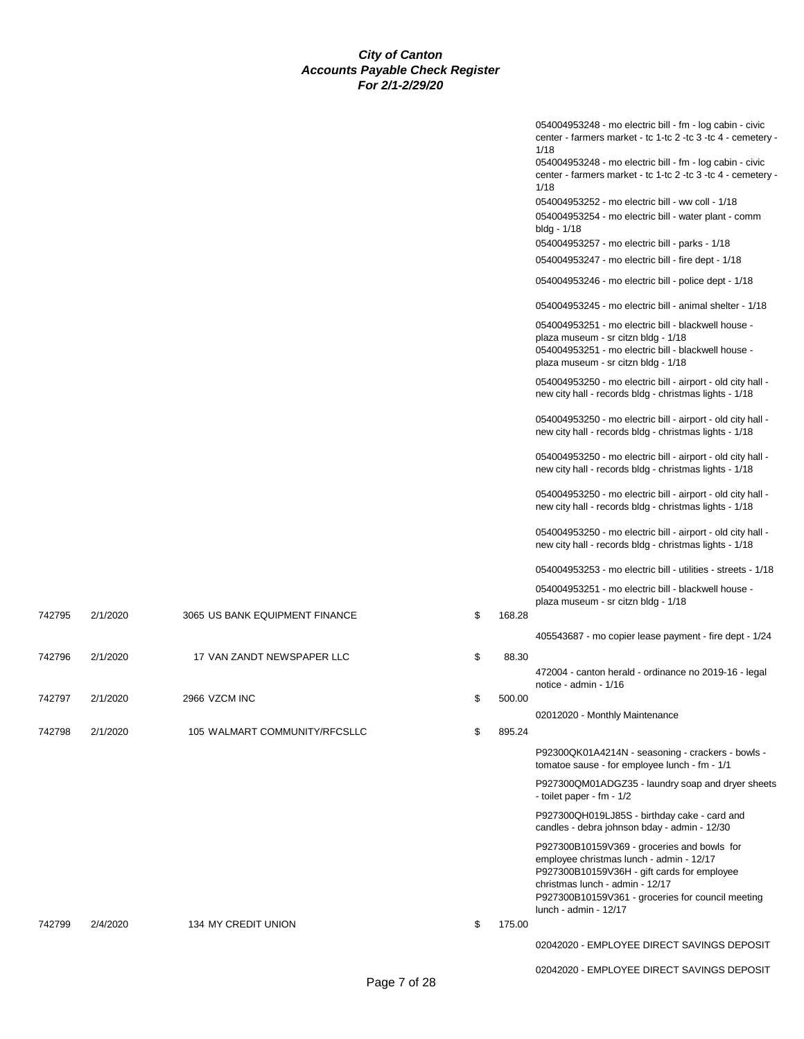# City of Canton
## Accounts Payable Check Register
### For 2/1-2/29/20

| Check No. | Date | Vendor | Amount | Description |
|---|---|---|---|---|
| | | | | 054004953248 - mo electric bill - fm - log cabin - civic center - farmers market - tc 1-tc 2 -tc 3 -tc 4 - cemetery - 1/18 |
| | | | | 054004953248 - mo electric bill - fm - log cabin - civic center - farmers market - tc 1-tc 2 -tc 3 -tc 4 - cemetery - 1/18 |
| | | | | 054004953252 - mo electric bill - ww coll - 1/18 |
| | | | | 054004953254 - mo electric bill - water plant - comm bldg - 1/18 |
| | | | | 054004953257 - mo electric bill - parks - 1/18 |
| | | | | 054004953247 - mo electric bill - fire dept - 1/18 |
| | | | | 054004953246 - mo electric bill - police dept - 1/18 |
| | | | | 054004953245 - mo electric bill - animal shelter - 1/18 |
| | | | | 054004953251 - mo electric bill - blackwell house - plaza museum - sr citzn bldg - 1/18 |
| | | | | 054004953251 - mo electric bill - blackwell house - plaza museum - sr citzn bldg - 1/18 |
| | | | | 054004953250 - mo electric bill - airport - old city hall - new city hall - records bldg - christmas lights - 1/18 |
| | | | | 054004953250 - mo electric bill - airport - old city hall - new city hall - records bldg - christmas lights - 1/18 |
| | | | | 054004953250 - mo electric bill - airport - old city hall - new city hall - records bldg - christmas lights - 1/18 |
| | | | | 054004953250 - mo electric bill - airport - old city hall - new city hall - records bldg - christmas lights - 1/18 |
| | | | | 054004953250 - mo electric bill - airport - old city hall - new city hall - records bldg - christmas lights - 1/18 |
| | | | | 054004953253 - mo electric bill - utilities - streets - 1/18 |
| | | | | 054004953251 - mo electric bill - blackwell house - plaza museum - sr citzn bldg - 1/18 |
| 742795 | 2/1/2020 | 3065 US BANK EQUIPMENT FINANCE | $ 168.28 | |
| | | | | 405543687 - mo copier lease payment - fire dept - 1/24 |
| 742796 | 2/1/2020 | 17 VAN ZANDT NEWSPAPER LLC | $ 88.30 | |
| | | | | 472004 - canton herald - ordinance no 2019-16 - legal notice - admin - 1/16 |
| 742797 | 2/1/2020 | 2966 VZCM INC | $ 500.00 | |
| | | | | 02012020 - Monthly Maintenance |
| 742798 | 2/1/2020 | 105 WALMART COMMUNITY/RFCSLLC | $ 895.24 | |
| | | | | P92300QK01A4214N - seasoning - crackers - bowls - tomatoe sause - for employee lunch - fm - 1/1 |
| | | | | P927300QM01ADGZ35 - laundry soap and dryer sheets - toilet paper - fm - 1/2 |
| | | | | P927300QH019LJ85S - birthday cake - card and candles - debra johnson bday - admin - 12/30 |
| | | | | P927300B10159V369 - groceries and bowls for employee christmas lunch - admin - 12/17 |
| | | | | P927300B10159V36H - gift cards for employee christmas lunch - admin - 12/17 |
| | | | | P927300B10159V361 - groceries for council meeting lunch - admin - 12/17 |
| 742799 | 2/4/2020 | 134 MY CREDIT UNION | $ 175.00 | |
| | | | | 02042020 - EMPLOYEE DIRECT SAVINGS DEPOSIT |
| | | | | 02042020 - EMPLOYEE DIRECT SAVINGS DEPOSIT |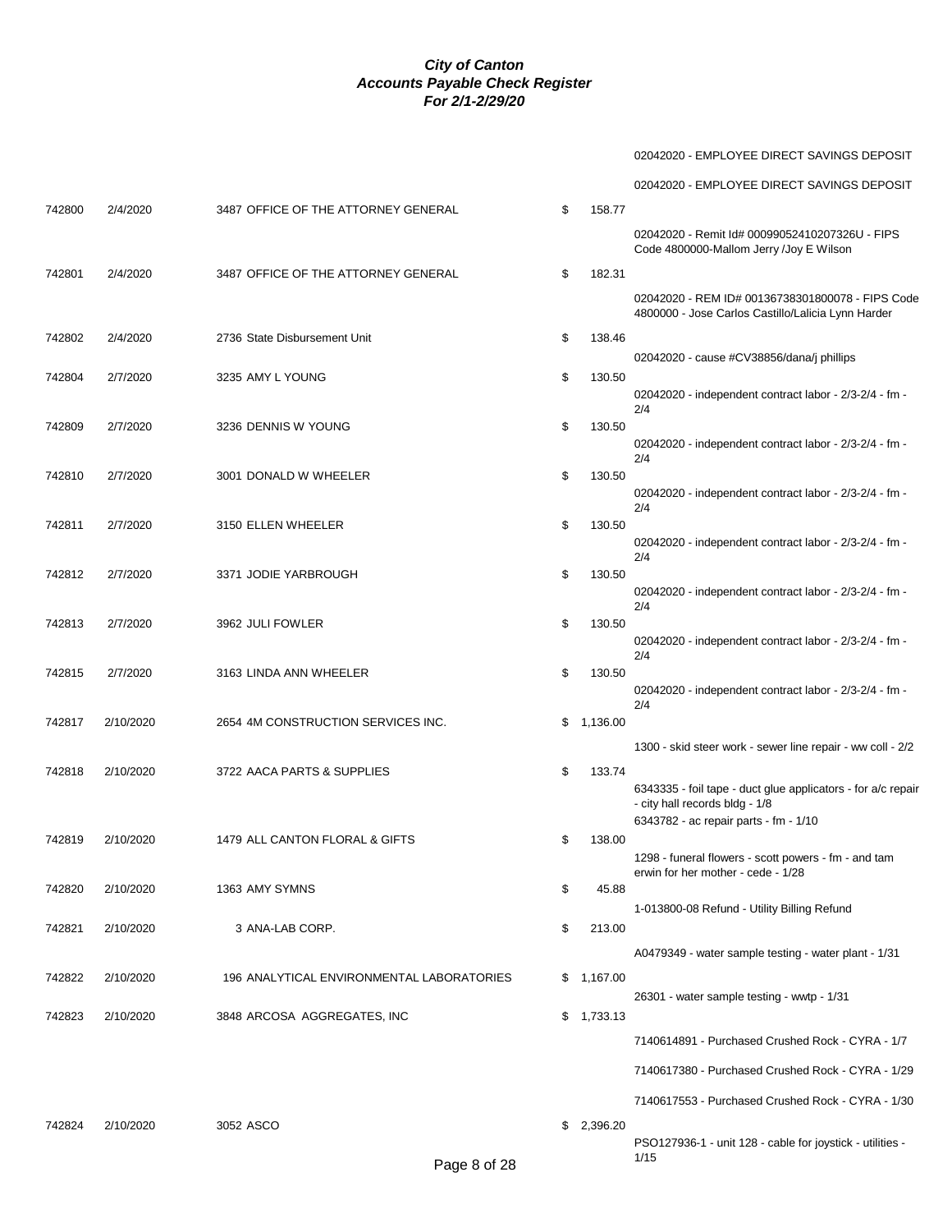***City of Canton***
***Accounts Payable Check Register***
***For 2/1-2/29/20***

| Check # | Date | Vendor | Amount | Description |
|---|---|---|---|---|
| | | | | 02042020 - EMPLOYEE DIRECT SAVINGS DEPOSIT |
| | | | | 02042020 - EMPLOYEE DIRECT SAVINGS DEPOSIT |
| 742800 | 2/4/2020 | 3487 OFFICE OF THE ATTORNEY GENERAL | $ 158.77 | |
| | | | | 02042020 - Remit Id# 00099052410207326U - FIPS Code 4800000-Mallom Jerry /Joy E Wilson |
| 742801 | 2/4/2020 | 3487 OFFICE OF THE ATTORNEY GENERAL | $ 182.31 | |
| | | | | 02042020 - REM ID# 00136738301800078 - FIPS Code 4800000 - Jose Carlos Castillo/Lalicia Lynn Harder |
| 742802 | 2/4/2020 | 2736 State Disbursement Unit | $ 138.46 | |
| | | | | 02042020 - cause #CV38856/dana/j phillips |
| 742804 | 2/7/2020 | 3235 AMY L YOUNG | $ 130.50 | |
| | | | | 02042020 - independent contract labor - 2/3-2/4 - fm - 2/4 |
| 742809 | 2/7/2020 | 3236 DENNIS W YOUNG | $ 130.50 | |
| | | | | 02042020 - independent contract labor - 2/3-2/4 - fm - 2/4 |
| 742810 | 2/7/2020 | 3001 DONALD W WHEELER | $ 130.50 | |
| | | | | 02042020 - independent contract labor - 2/3-2/4 - fm - 2/4 |
| 742811 | 2/7/2020 | 3150 ELLEN WHEELER | $ 130.50 | |
| | | | | 02042020 - independent contract labor - 2/3-2/4 - fm - 2/4 |
| 742812 | 2/7/2020 | 3371 JODIE YARBROUGH | $ 130.50 | |
| | | | | 02042020 - independent contract labor - 2/3-2/4 - fm - 2/4 |
| 742813 | 2/7/2020 | 3962 JULI FOWLER | $ 130.50 | |
| | | | | 02042020 - independent contract labor - 2/3-2/4 - fm - 2/4 |
| 742815 | 2/7/2020 | 3163 LINDA ANN WHEELER | $ 130.50 | |
| | | | | 02042020 - independent contract labor - 2/3-2/4 - fm - 2/4 |
| 742817 | 2/10/2020 | 2654 4M CONSTRUCTION SERVICES INC. | $ 1,136.00 | |
| | | | | 1300 - skid steer work - sewer line repair - ww coll - 2/2 |
| 742818 | 2/10/2020 | 3722 AACA PARTS & SUPPLIES | $ 133.74 | |
| | | | | 6343335 - foil tape - duct glue applicators - for a/c repair - city hall records bldg - 1/8 |
| | | | | 6343782 - ac repair parts - fm - 1/10 |
| 742819 | 2/10/2020 | 1479 ALL CANTON FLORAL & GIFTS | $ 138.00 | |
| | | | | 1298 - funeral flowers - scott powers - fm - and tam erwin for her mother - cede - 1/28 |
| 742820 | 2/10/2020 | 1363 AMY SYMNS | $ 45.88 | |
| | | | | 1-013800-08 Refund - Utility Billing Refund |
| 742821 | 2/10/2020 | 3 ANA-LAB CORP. | $ 213.00 | |
| | | | | A0479349 - water sample testing - water plant - 1/31 |
| 742822 | 2/10/2020 | 196 ANALYTICAL ENVIRONMENTAL LABORATORIES | $ 1,167.00 | |
| | | | | 26301 - water sample testing - wwtp - 1/31 |
| 742823 | 2/10/2020 | 3848 ARCOSA AGGREGATES, INC | $ 1,733.13 | |
| | | | | 7140614891 - Purchased Crushed Rock - CYRA - 1/7 |
| | | | | 7140617380 - Purchased Crushed Rock - CYRA - 1/29 |
| | | | | 7140617553 - Purchased Crushed Rock - CYRA - 1/30 |
| 742824 | 2/10/2020 | 3052 ASCO | $ 2,396.20 | |
| | | | | PSO127936-1 - unit 128 - cable for joystick - utilities - 1/15 |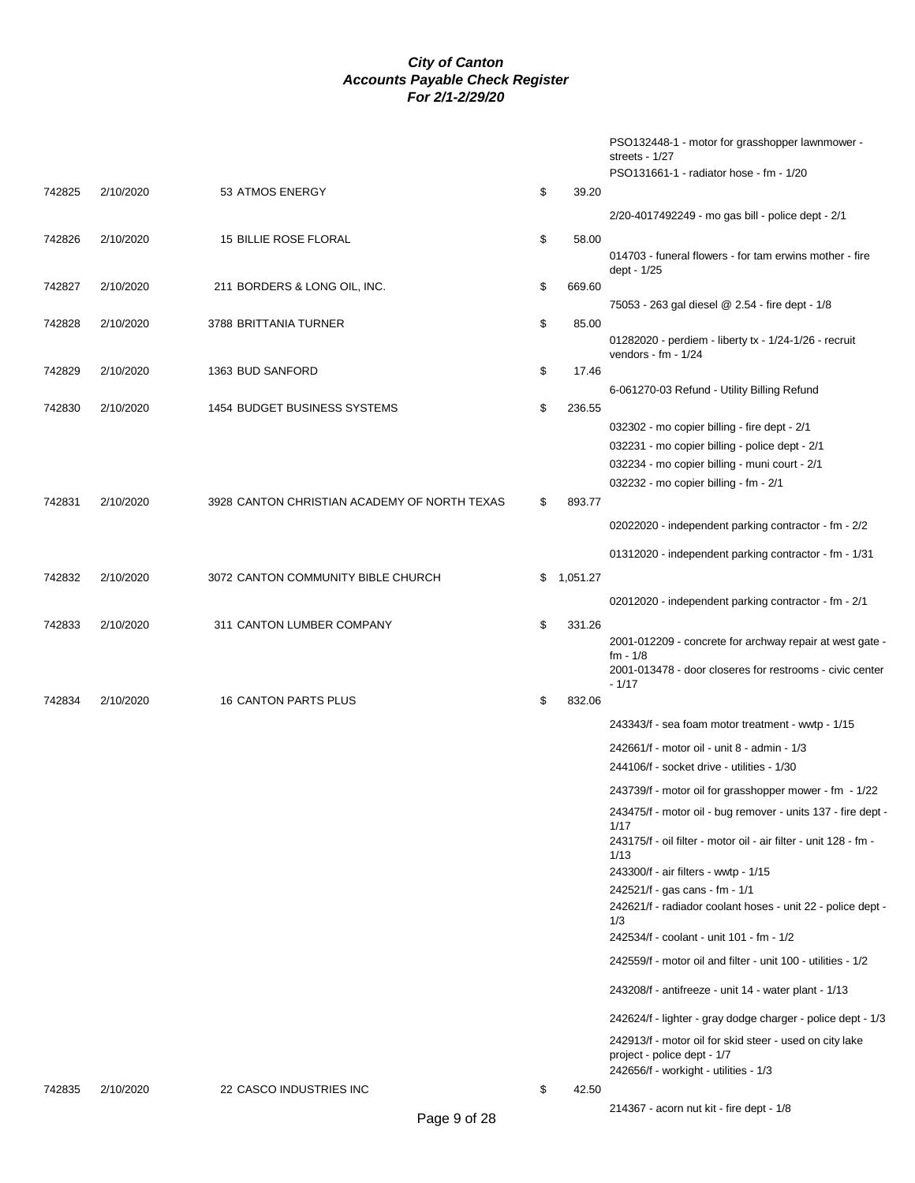# City of Canton
## Accounts Payable Check Register
### For 2/1-2/29/20

| Check # | Date | Vendor | Amount | Description |
|---|---|---|---|---|
| | | | | PSO132448-1 - motor for grasshopper lawnmower - streets - 1/27 |
| | | | | PSO131661-1 - radiator hose - fm - 1/20 |
| 742825 | 2/10/2020 | 53 ATMOS ENERGY | $ 39.20 | |
| | | | | 2/20-4017492249 - mo gas bill - police dept - 2/1 |
| 742826 | 2/10/2020 | 15 BILLIE ROSE FLORAL | $ 58.00 | |
| | | | | 014703 - funeral flowers - for tam erwins mother - fire dept - 1/25 |
| 742827 | 2/10/2020 | 211 BORDERS & LONG OIL, INC. | $ 669.60 | |
| | | | | 75053 - 263 gal diesel @ 2.54 - fire dept - 1/8 |
| 742828 | 2/10/2020 | 3788 BRITTANIA TURNER | $ 85.00 | |
| | | | | 01282020 - perdiem - liberty tx - 1/24-1/26 - recruit vendors - fm - 1/24 |
| 742829 | 2/10/2020 | 1363 BUD SANFORD | $ 17.46 | |
| | | | | 6-061270-03 Refund - Utility Billing Refund |
| 742830 | 2/10/2020 | 1454 BUDGET BUSINESS SYSTEMS | $ 236.55 | |
| | | | | 032302 - mo copier billing - fire dept - 2/1 |
| | | | | 032231 - mo copier billing - police dept - 2/1 |
| | | | | 032234 - mo copier billing - muni court - 2/1 |
| | | | | 032232 - mo copier billing - fm - 2/1 |
| 742831 | 2/10/2020 | 3928 CANTON CHRISTIAN ACADEMY OF NORTH TEXAS | $ 893.77 | |
| | | | | 02022020 - independent parking contractor - fm - 2/2 |
| | | | | 01312020 - independent parking contractor - fm - 1/31 |
| 742832 | 2/10/2020 | 3072 CANTON COMMUNITY BIBLE CHURCH | $ 1,051.27 | |
| | | | | 02012020 - independent parking contractor - fm - 2/1 |
| 742833 | 2/10/2020 | 311 CANTON LUMBER COMPANY | $ 331.26 | |
| | | | | 2001-012209 - concrete for archway repair at west gate - fm - 1/8 |
| | | | | 2001-013478 - door closeres for restrooms - civic center - 1/17 |
| 742834 | 2/10/2020 | 16 CANTON PARTS PLUS | $ 832.06 | |
| | | | | 243343/f - sea foam motor treatment - wwtp - 1/15 |
| | | | | 242661/f - motor oil - unit 8 - admin - 1/3 |
| | | | | 244106/f - socket drive - utilities - 1/30 |
| | | | | 243739/f - motor oil for grasshopper mower - fm - 1/22 |
| | | | | 243475/f - motor oil - bug remover - units 137 - fire dept - 1/17 |
| | | | | 243175/f - oil filter - motor oil - air filter - unit 128 - fm - 1/13 |
| | | | | 243300/f - air filters - wwtp - 1/15 |
| | | | | 242521/f - gas cans - fm - 1/1 |
| | | | | 242621/f - radiador coolant hoses - unit 22 - police dept - 1/3 |
| | | | | 242534/f - coolant - unit 101 - fm - 1/2 |
| | | | | 242559/f - motor oil and filter - unit 100 - utilities - 1/2 |
| | | | | 243208/f - antifreeze - unit 14 - water plant - 1/13 |
| | | | | 242624/f - lighter - gray dodge charger - police dept - 1/3 |
| | | | | 242913/f - motor oil for skid steer - used on city lake project - police dept - 1/7 |
| | | | | 242656/f - workight - utilities - 1/3 |
| 742835 | 2/10/2020 | 22 CASCO INDUSTRIES INC | $ 42.50 | |
| | | | | 214367 - acorn nut kit - fire dept - 1/8 |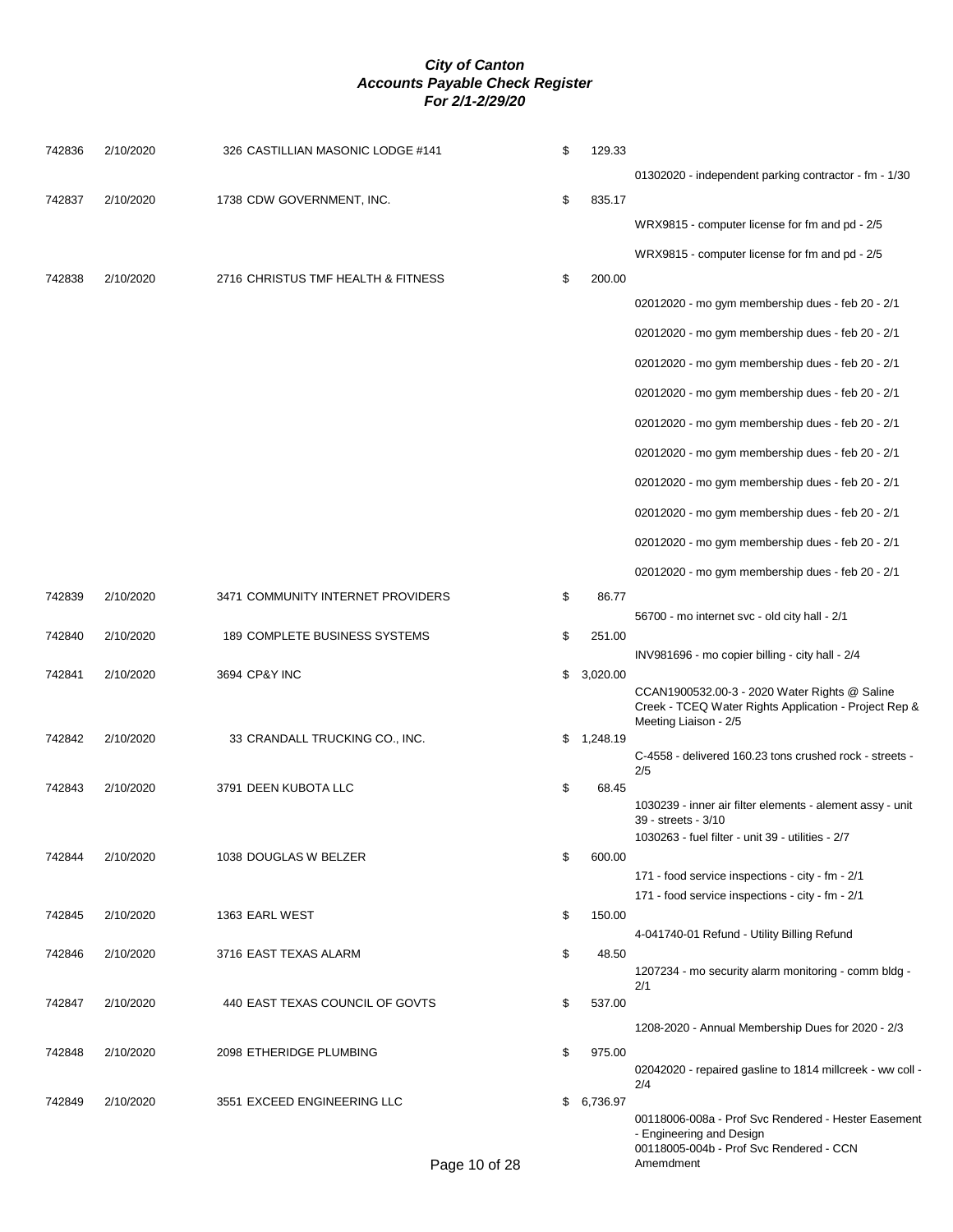# *City of Canton*
## *Accounts Payable Check Register*
### *For 2/1-2/29/20*

| Check # | Date | Vendor | Amount | Description |
|---|---|---|---|---|
| 742836 | 2/10/2020 | 326 CASTILLIAN MASONIC LODGE #141 | $ 129.33 | |
| | | | | 01302020 - independent parking contractor - fm - 1/30 |
| 742837 | 2/10/2020 | 1738 CDW GOVERNMENT, INC. | $ 835.17 | |
| | | | | WRX9815 - computer license for fm and pd - 2/5 |
| | | | | WRX9815 - computer license for fm and pd - 2/5 |
| 742838 | 2/10/2020 | 2716 CHRISTUS TMF HEALTH & FITNESS | $ 200.00 | |
| | | | | 02012020 - mo gym membership dues - feb 20 - 2/1 |
| | | | | 02012020 - mo gym membership dues - feb 20 - 2/1 |
| | | | | 02012020 - mo gym membership dues - feb 20 - 2/1 |
| | | | | 02012020 - mo gym membership dues - feb 20 - 2/1 |
| | | | | 02012020 - mo gym membership dues - feb 20 - 2/1 |
| | | | | 02012020 - mo gym membership dues - feb 20 - 2/1 |
| | | | | 02012020 - mo gym membership dues - feb 20 - 2/1 |
| | | | | 02012020 - mo gym membership dues - feb 20 - 2/1 |
| | | | | 02012020 - mo gym membership dues - feb 20 - 2/1 |
| | | | | 02012020 - mo gym membership dues - feb 20 - 2/1 |
| 742839 | 2/10/2020 | 3471 COMMUNITY INTERNET PROVIDERS | $ 86.77 | |
| | | | | 56700 - mo internet svc - old city hall - 2/1 |
| 742840 | 2/10/2020 | 189 COMPLETE BUSINESS SYSTEMS | $ 251.00 | |
| | | | | INV981696 - mo copier billing - city hall - 2/4 |
| 742841 | 2/10/2020 | 3694 CP&Y INC | $ 3,020.00 | |
| | | | | CCAN1900532.00-3 - 2020 Water Rights @ Saline Creek - TCEQ Water Rights Application - Project Rep & Meeting Liaison - 2/5 |
| 742842 | 2/10/2020 | 33 CRANDALL TRUCKING CO., INC. | $ 1,248.19 | |
| | | | | C-4558 - delivered 160.23 tons crushed rock - streets - 2/5 |
| 742843 | 2/10/2020 | 3791 DEEN KUBOTA LLC | $ 68.45 | |
| | | | | 1030239 - inner air filter elements - alement assy - unit 39 - streets - 3/10 |
| | | | | 1030263 - fuel filter - unit 39 - utilities - 2/7 |
| 742844 | 2/10/2020 | 1038 DOUGLAS W BELZER | $ 600.00 | |
| | | | | 171 - food service inspections - city - fm - 2/1 |
| | | | | 171 - food service inspections - city - fm - 2/1 |
| 742845 | 2/10/2020 | 1363 EARL WEST | $ 150.00 | |
| | | | | 4-041740-01 Refund - Utility Billing Refund |
| 742846 | 2/10/2020 | 3716 EAST TEXAS ALARM | $ 48.50 | |
| | | | | 1207234 - mo security alarm monitoring - comm bldg - 2/1 |
| 742847 | 2/10/2020 | 440 EAST TEXAS COUNCIL OF GOVTS | $ 537.00 | |
| | | | | 1208-2020 - Annual Membership Dues for 2020 - 2/3 |
| 742848 | 2/10/2020 | 2098 ETHERIDGE PLUMBING | $ 975.00 | |
| | | | | 02042020 - repaired gasline to 1814 millcreek - ww coll - 2/4 |
| 742849 | 2/10/2020 | 3551 EXCEED ENGINEERING LLC | $ 6,736.97 | |
| | | | | 00118006-008a - Prof Svc Rendered - Hester Easement - Engineering and Design |
| | | | | 00118005-004b - Prof Svc Rendered - CCN Amemdment |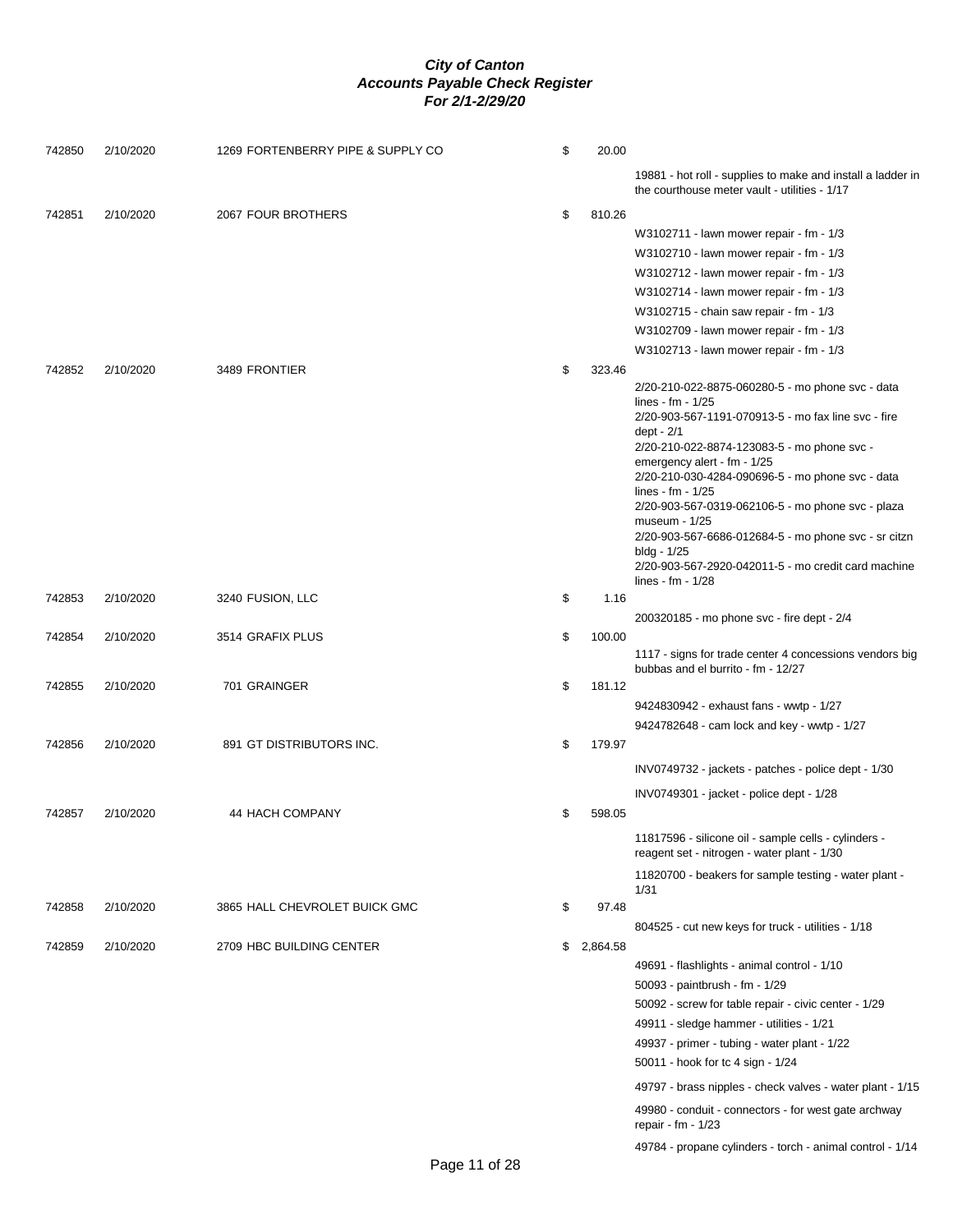# City of Canton
## Accounts Payable Check Register
### For 2/1-2/29/20

| Check No. | Date | Vendor | Amount | Description |
|---|---|---|---|---|
| 742850 | 2/10/2020 | 1269 FORTENBERRY PIPE & SUPPLY CO | $ 20.00 | |
| | | | | 19881 - hot roll - supplies to make and install a ladder in the courthouse meter vault - utilities - 1/17 |
| 742851 | 2/10/2020 | 2067 FOUR BROTHERS | $ 810.26 | |
| | | | | W3102711 - lawn mower repair - fm - 1/3 |
| | | | | W3102710 - lawn mower repair - fm - 1/3 |
| | | | | W3102712 - lawn mower repair - fm - 1/3 |
| | | | | W3102714 - lawn mower repair - fm - 1/3 |
| | | | | W3102715 - chain saw repair - fm - 1/3 |
| | | | | W3102709 - lawn mower repair - fm - 1/3 |
| | | | | W3102713 - lawn mower repair - fm - 1/3 |
| 742852 | 2/10/2020 | 3489 FRONTIER | $ 323.46 | |
| | | | | 2/20-210-022-8875-060280-5 - mo phone svc - data lines - fm - 1/25 |
| | | | | 2/20-903-567-1191-070913-5 - mo fax line svc - fire dept - 2/1 |
| | | | | 2/20-210-022-8874-123083-5 - mo phone svc - emergency alert - fm - 1/25 |
| | | | | 2/20-210-030-4284-090696-5 - mo phone svc - data lines - fm - 1/25 |
| | | | | 2/20-903-567-0319-062106-5 - mo phone svc - plaza museum - 1/25 |
| | | | | 2/20-903-567-6686-012684-5 - mo phone svc - sr citzn bldg - 1/25 |
| | | | | 2/20-903-567-2920-042011-5 - mo credit card machine lines - fm - 1/28 |
| 742853 | 2/10/2020 | 3240 FUSION, LLC | $ 1.16 | |
| | | | | 200320185 - mo phone svc - fire dept - 2/4 |
| 742854 | 2/10/2020 | 3514 GRAFIX PLUS | $ 100.00 | |
| | | | | 1117 - signs for trade center 4 concessions vendors big bubbas and el burrito - fm - 12/27 |
| 742855 | 2/10/2020 | 701 GRAINGER | $ 181.12 | |
| | | | | 9424830942 - exhaust fans - wwtp - 1/27 |
| | | | | 9424782648 - cam lock and key - wwtp - 1/27 |
| 742856 | 2/10/2020 | 891 GT DISTRIBUTORS INC. | $ 179.97 | |
| | | | | INV0749732 - jackets - patches - police dept - 1/30 |
| | | | | INV0749301 - jacket - police dept - 1/28 |
| 742857 | 2/10/2020 | 44 HACH COMPANY | $ 598.05 | |
| | | | | 11817596 - silicone oil - sample cells - cylinders - reagent set - nitrogen - water plant - 1/30 |
| | | | | 11820700 - beakers for sample testing - water plant - 1/31 |
| 742858 | 2/10/2020 | 3865 HALL CHEVROLET BUICK GMC | $ 97.48 | |
| | | | | 804525 - cut new keys for truck - utilities - 1/18 |
| 742859 | 2/10/2020 | 2709 HBC BUILDING CENTER | $ 2,864.58 | |
| | | | | 49691 - flashlights - animal control - 1/10 |
| | | | | 50093 - paintbrush - fm - 1/29 |
| | | | | 50092 - screw for table repair - civic center - 1/29 |
| | | | | 49911 - sledge hammer - utilities - 1/21 |
| | | | | 49937 - primer - tubing - water plant - 1/22 |
| | | | | 50011 - hook for tc 4 sign - 1/24 |
| | | | | 49797 - brass nipples - check valves - water plant - 1/15 |
| | | | | 49980 - conduit - connectors - for west gate archway repair - fm - 1/23 |
| | | | | 49784 - propane cylinders - torch - animal control - 1/14 |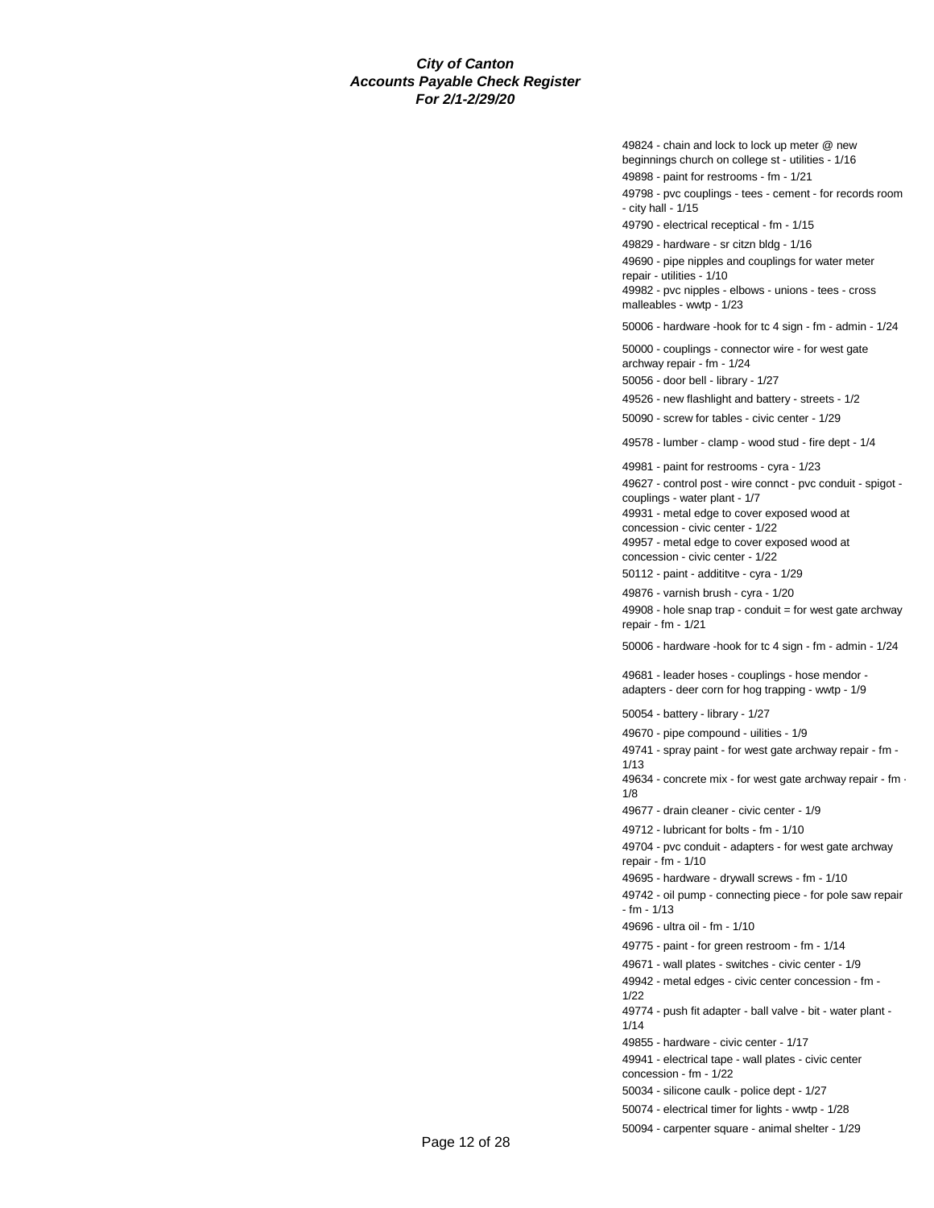**City of Canton**
**Accounts Payable Check Register**
**For 2/1-2/29/20**

49824 - chain and lock to lock up meter @ new beginnings church on college st - utilities - 1/16

49898 - paint for restrooms - fm - 1/21

49798 - pvc couplings - tees - cement - for records room - city hall - 1/15

49790 - electrical receptical - fm - 1/15

49829 - hardware - sr citzn bldg - 1/16

49690 - pipe nipples and couplings for water meter repair - utilities - 1/10

49982 - pvc nipples - elbows - unions - tees - cross malleables - wwtp - 1/23

50006 - hardware -hook for tc 4 sign - fm - admin - 1/24

50000 - couplings - connector wire - for west gate archway repair - fm - 1/24

50056 - door bell - library - 1/27

49526 - new flashlight and battery - streets - 1/2

50090 - screw for tables - civic center - 1/29

49578 - lumber - clamp - wood stud - fire dept - 1/4

49981 - paint for restrooms - cyra - 1/23

49627 - control post - wire connct - pvc conduit - spigot - couplings - water plant - 1/7

49931 - metal edge to cover exposed wood at concession - civic center - 1/22

49957 - metal edge to cover exposed wood at concession - civic center - 1/22

50112 - paint - addititve - cyra - 1/29

49876 - varnish brush - cyra - 1/20

49908 - hole snap trap - conduit = for west gate archway repair - fm - 1/21

50006 - hardware -hook for tc 4 sign - fm - admin - 1/24

49681 - leader hoses - couplings - hose mendor - adapters - deer corn for hog trapping - wwtp - 1/9

50054 - battery - library - 1/27

49670 - pipe compound - uilities - 1/9

49741 - spray paint - for west gate archway repair - fm - 1/13

49634 - concrete mix - for west gate archway repair - fm - 1/8

49677 - drain cleaner - civic center - 1/9

49712 - lubricant for bolts - fm - 1/10

49704 - pvc conduit - adapters - for west gate archway repair - fm - 1/10

49695 - hardware - drywall screws - fm - 1/10

49742 - oil pump - connecting piece - for pole saw repair - fm - 1/13

49696 - ultra oil - fm - 1/10

49775 - paint - for green restroom - fm - 1/14

49671 - wall plates - switches - civic center - 1/9

49942 - metal edges - civic center concession - fm - 1/22

49774 - push fit adapter - ball valve - bit - water plant - 1/14

49855 - hardware - civic center - 1/17

49941 - electrical tape - wall plates - civic center concession - fm - 1/22

50034 - silicone caulk - police dept - 1/27

50074 - electrical timer for lights - wwtp - 1/28

50094 - carpenter square - animal shelter - 1/29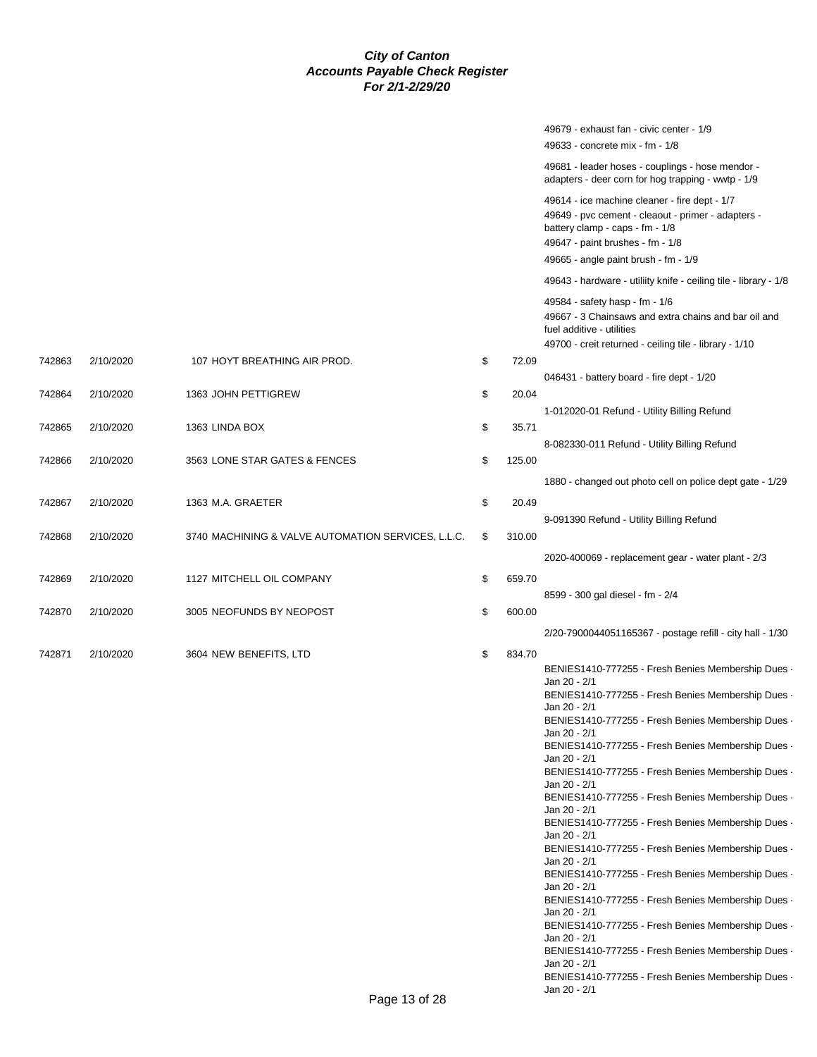# *City of Canton*
## *Accounts Payable Check Register*
### *For 2/1-2/29/20*

| Check # | Date | Vendor | | Amount | Description |
|---|---|---|---|---|---|
| | | | | | 49679 - exhaust fan - civic center - 1/9 |
| | | | | | 49633 - concrete mix - fm - 1/8 |
| | | | | | 49681 - leader hoses - couplings - hose mendor - adapters - deer corn for hog trapping - wwtp - 1/9 |
| | | | | | 49614 - ice machine cleaner - fire dept - 1/7 |
| | | | | | 49649 - pvc cement - cleaout - primer - adapters - battery clamp - caps - fm - 1/8 |
| | | | | | 49647 - paint brushes - fm - 1/8 |
| | | | | | 49665 - angle paint brush - fm - 1/9 |
| | | | | | 49643 - hardware - utiliity knife - ceiling tile - library - 1/8 |
| | | | | | 49584 - safety hasp - fm - 1/6 |
| | | | | | 49667 - 3 Chainsaws and extra chains and bar oil and fuel additive - utilities |
| | | | | | 49700 - creit returned - ceiling tile - library - 1/10 |
| 742863 | 2/10/2020 | 107 HOYT BREATHING AIR PROD. | $ | 72.09 | |
| | | | | | 046431 - battery board - fire dept - 1/20 |
| 742864 | 2/10/2020 | 1363 JOHN PETTIGREW | $ | 20.04 | |
| | | | | | 1-012020-01 Refund - Utility Billing Refund |
| 742865 | 2/10/2020 | 1363 LINDA BOX | $ | 35.71 | |
| | | | | | 8-082330-011 Refund - Utility Billing Refund |
| 742866 | 2/10/2020 | 3563 LONE STAR GATES & FENCES | $ | 125.00 | |
| | | | | | 1880 - changed out photo cell on police dept gate - 1/29 |
| 742867 | 2/10/2020 | 1363 M.A. GRAETER | $ | 20.49 | |
| | | | | | 9-091390 Refund - Utility Billing Refund |
| 742868 | 2/10/2020 | 3740 MACHINING & VALVE AUTOMATION SERVICES, L.L.C. | $ | 310.00 | |
| | | | | | 2020-400069 - replacement gear - water plant - 2/3 |
| 742869 | 2/10/2020 | 1127 MITCHELL OIL COMPANY | $ | 659.70 | |
| | | | | | 8599 - 300 gal diesel - fm - 2/4 |
| 742870 | 2/10/2020 | 3005 NEOFUNDS BY NEOPOST | $ | 600.00 | |
| | | | | | 2/20-7900044051165367 - postage refill - city hall - 1/30 |
| 742871 | 2/10/2020 | 3604 NEW BENEFITS, LTD | $ | 834.70 | |
| | | | | | BENIES1410-777255 - Fresh Benies Membership Dues - Jan 20 - 2/1 |
| | | | | | BENIES1410-777255 - Fresh Benies Membership Dues - Jan 20 - 2/1 |
| | | | | | BENIES1410-777255 - Fresh Benies Membership Dues - Jan 20 - 2/1 |
| | | | | | BENIES1410-777255 - Fresh Benies Membership Dues - Jan 20 - 2/1 |
| | | | | | BENIES1410-777255 - Fresh Benies Membership Dues - Jan 20 - 2/1 |
| | | | | | BENIES1410-777255 - Fresh Benies Membership Dues - Jan 20 - 2/1 |
| | | | | | BENIES1410-777255 - Fresh Benies Membership Dues - Jan 20 - 2/1 |
| | | | | | BENIES1410-777255 - Fresh Benies Membership Dues - Jan 20 - 2/1 |
| | | | | | BENIES1410-777255 - Fresh Benies Membership Dues - Jan 20 - 2/1 |
| | | | | | BENIES1410-777255 - Fresh Benies Membership Dues - Jan 20 - 2/1 |
| | | | | | BENIES1410-777255 - Fresh Benies Membership Dues - Jan 20 - 2/1 |
| | | | | | BENIES1410-777255 - Fresh Benies Membership Dues - Jan 20 - 2/1 |
| | | | | | BENIES1410-777255 - Fresh Benies Membership Dues - Jan 20 - 2/1 |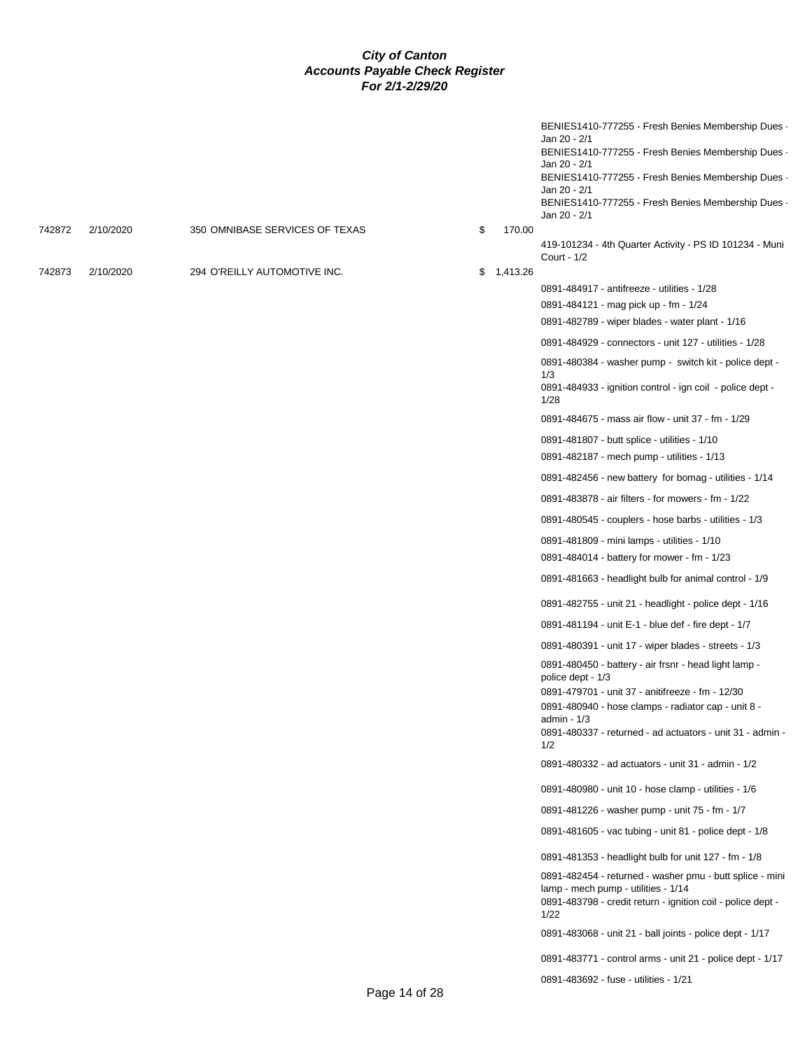**City of Canton**
**Accounts Payable Check Register**
**For 2/1-2/29/20**

| Check # | Date | Vendor | Amount | Description |
|---|---|---|---|---|
| | | | | BENIES1410-777255 - Fresh Benies Membership Dues - Jan 20 - 2/1 |
| | | | | BENIES1410-777255 - Fresh Benies Membership Dues - Jan 20 - 2/1 |
| | | | | BENIES1410-777255 - Fresh Benies Membership Dues - Jan 20 - 2/1 |
| | | | | BENIES1410-777255 - Fresh Benies Membership Dues - Jan 20 - 2/1 |
| 742872 | 2/10/2020 | 350 OMNIBASE SERVICES OF TEXAS | $ 170.00 | |
| | | | | 419-101234 - 4th Quarter Activity - PS ID 101234 - Muni Court - 1/2 |
| 742873 | 2/10/2020 | 294 O'REILLY AUTOMOTIVE INC. | $ 1,413.26 | |
| | | | | 0891-484917 - antifreeze - utilities - 1/28 |
| | | | | 0891-484121 - mag pick up - fm - 1/24 |
| | | | | 0891-482789 - wiper blades - water plant - 1/16 |
| | | | | 0891-484929 - connectors - unit 127 - utilities - 1/28 |
| | | | | 0891-480384 - washer pump - switch kit - police dept - 1/3 |
| | | | | 0891-484933 - ignition control - ign coil - police dept - 1/28 |
| | | | | 0891-484675 - mass air flow - unit 37 - fm - 1/29 |
| | | | | 0891-481807 - butt splice - utilities - 1/10 |
| | | | | 0891-482187 - mech pump - utilities - 1/13 |
| | | | | 0891-482456 - new battery for bomag - utilities - 1/14 |
| | | | | 0891-483878 - air filters - for mowers - fm - 1/22 |
| | | | | 0891-480545 - couplers - hose barbs - utilities - 1/3 |
| | | | | 0891-481809 - mini lamps - utilities - 1/10 |
| | | | | 0891-484014 - battery for mower - fm - 1/23 |
| | | | | 0891-481663 - headlight bulb for animal control - 1/9 |
| | | | | 0891-482755 - unit 21 - headlight - police dept - 1/16 |
| | | | | 0891-481194 - unit E-1 - blue def - fire dept - 1/7 |
| | | | | 0891-480391 - unit 17 - wiper blades - streets - 1/3 |
| | | | | 0891-480450 - battery - air frsnr - head light lamp - police dept - 1/3 |
| | | | | 0891-479701 - unit 37 - anitifreeze - fm - 12/30 |
| | | | | 0891-480940 - hose clamps - radiator cap - unit 8 - admin - 1/3 |
| | | | | 0891-480337 - returned - ad actuators - unit 31 - admin - 1/2 |
| | | | | 0891-480332 - ad actuators - unit 31 - admin - 1/2 |
| | | | | 0891-480980 - unit 10 - hose clamp - utilities - 1/6 |
| | | | | 0891-481226 - washer pump - unit 75 - fm - 1/7 |
| | | | | 0891-481605 - vac tubing - unit 81 - police dept - 1/8 |
| | | | | 0891-481353 - headlight bulb for unit 127 - fm - 1/8 |
| | | | | 0891-482454 - returned - washer pmu - butt splice - mini lamp - mech pump - utilities - 1/14 |
| | | | | 0891-483798 - credit return - ignition coil - police dept - 1/22 |
| | | | | 0891-483068 - unit 21 - ball joints - police dept - 1/17 |
| | | | | 0891-483771 - control arms - unit 21 - police dept - 1/17 |
| | | | | 0891-483692 - fuse - utilities - 1/21 |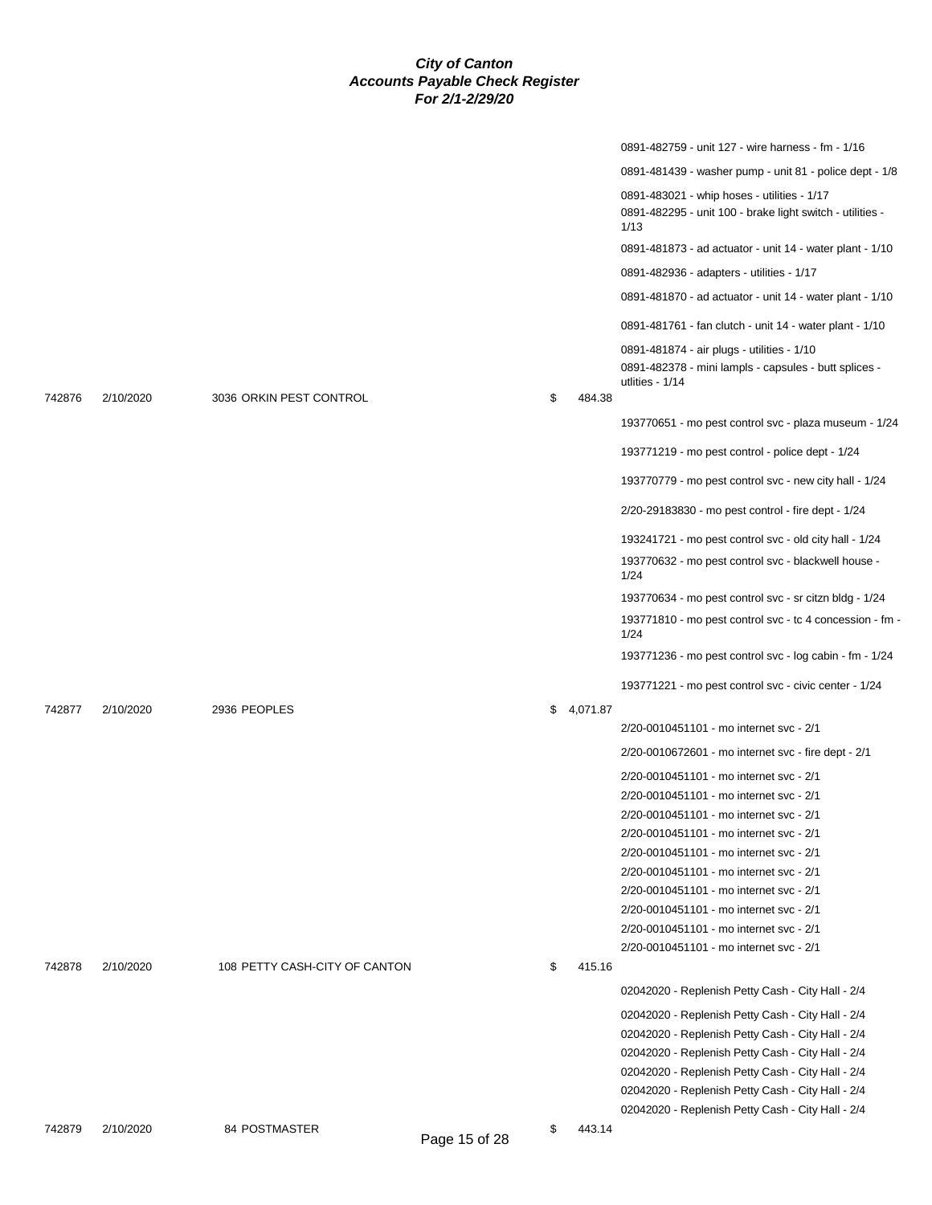# City of Canton
## Accounts Payable Check Register
### For 2/1-2/29/20

| Check # | Date | Vendor | Amount | Description |
|---|---|---|---|---|
| | | | | 0891-482759 - unit 127 - wire harness - fm - 1/16 |
| | | | | 0891-481439 - washer pump - unit 81 - police dept - 1/8 |
| | | | | 0891-483021 - whip hoses - utilities - 1/17 |
| | | | | 0891-482295 - unit 100 - brake light switch - utilities - 1/13 |
| | | | | 0891-481873 - ad actuator - unit 14 - water plant - 1/10 |
| | | | | 0891-482936 - adapters - utilities - 1/17 |
| | | | | 0891-481870 - ad actuator - unit 14 - water plant - 1/10 |
| | | | | 0891-481761 - fan clutch - unit 14 - water plant - 1/10 |
| | | | | 0891-481874 - air plugs - utilities - 1/10 |
| | | | | 0891-482378 - mini lampls - capsules - butt splices - utlities - 1/14 |
| 742876 | 2/10/2020 | 3036 ORKIN PEST CONTROL | $ 484.38 | |
| | | | | 193770651 - mo pest control svc - plaza museum - 1/24 |
| | | | | 193771219 - mo pest control - police dept - 1/24 |
| | | | | 193770779 - mo pest control svc - new city hall - 1/24 |
| | | | | 2/20-29183830 - mo pest control - fire dept - 1/24 |
| | | | | 193241721 - mo pest control svc - old city hall - 1/24 |
| | | | | 193770632 - mo pest control svc - blackwell house - 1/24 |
| | | | | 193770634 - mo pest control svc - sr citzn bldg - 1/24 |
| | | | | 193771810 - mo pest control svc - tc 4 concession - fm - 1/24 |
| | | | | 193771236 - mo pest control svc - log cabin - fm - 1/24 |
| | | | | 193771221 - mo pest control svc - civic center - 1/24 |
| 742877 | 2/10/2020 | 2936 PEOPLES | $ 4,071.87 | |
| | | | | 2/20-0010451101 - mo internet svc - 2/1 |
| | | | | 2/20-0010672601 - mo internet svc - fire dept - 2/1 |
| | | | | 2/20-0010451101 - mo internet svc - 2/1 |
| | | | | 2/20-0010451101 - mo internet svc - 2/1 |
| | | | | 2/20-0010451101 - mo internet svc - 2/1 |
| | | | | 2/20-0010451101 - mo internet svc - 2/1 |
| | | | | 2/20-0010451101 - mo internet svc - 2/1 |
| | | | | 2/20-0010451101 - mo internet svc - 2/1 |
| | | | | 2/20-0010451101 - mo internet svc - 2/1 |
| | | | | 2/20-0010451101 - mo internet svc - 2/1 |
| | | | | 2/20-0010451101 - mo internet svc - 2/1 |
| | | | | 2/20-0010451101 - mo internet svc - 2/1 |
| 742878 | 2/10/2020 | 108 PETTY CASH-CITY OF CANTON | $ 415.16 | |
| | | | | 02042020 - Replenish Petty Cash - City Hall - 2/4 |
| | | | | 02042020 - Replenish Petty Cash - City Hall - 2/4 |
| | | | | 02042020 - Replenish Petty Cash - City Hall - 2/4 |
| | | | | 02042020 - Replenish Petty Cash - City Hall - 2/4 |
| | | | | 02042020 - Replenish Petty Cash - City Hall - 2/4 |
| | | | | 02042020 - Replenish Petty Cash - City Hall - 2/4 |
| | | | | 02042020 - Replenish Petty Cash - City Hall - 2/4 |
| 742879 | 2/10/2020 | 84 POSTMASTER | $ 443.14 | |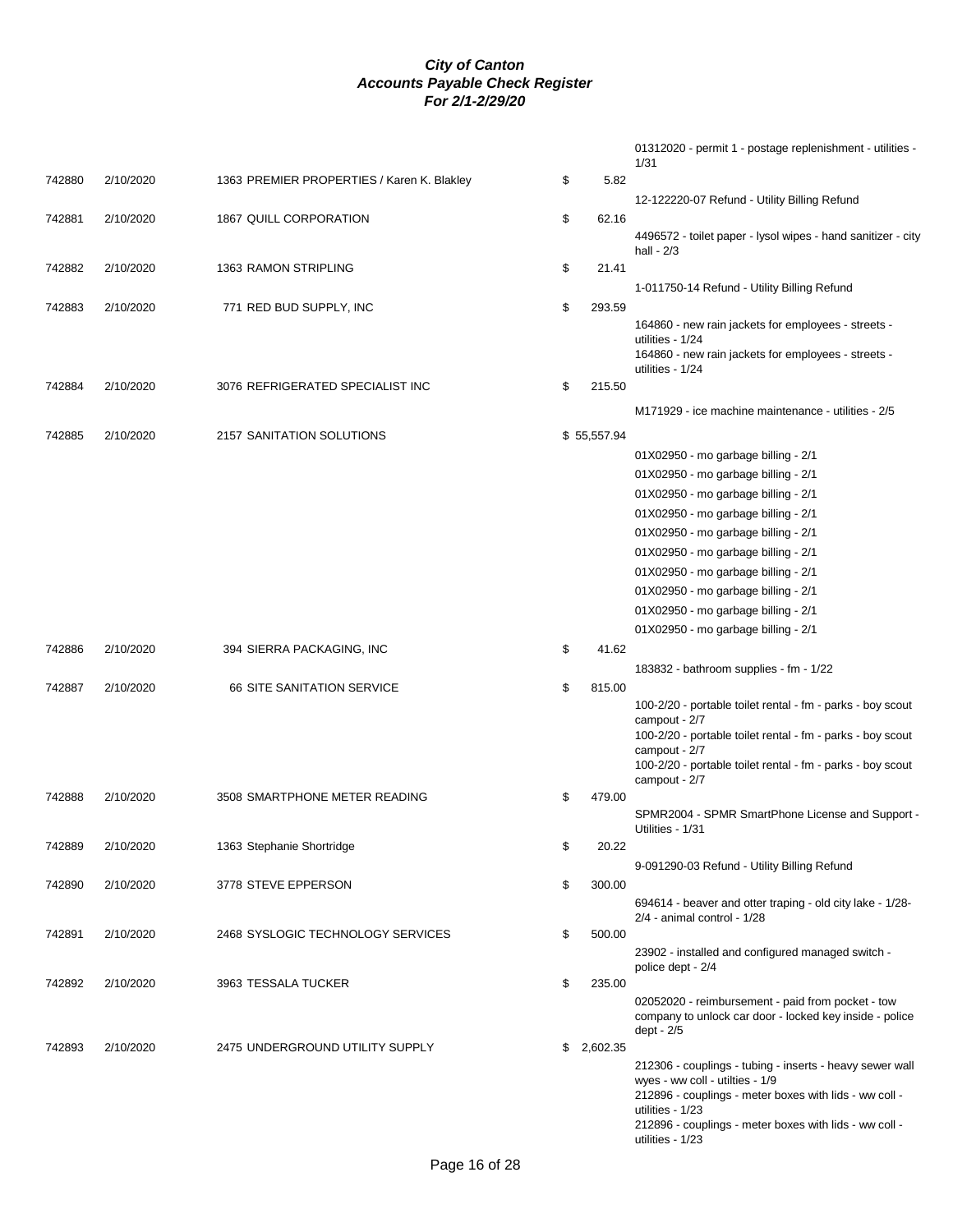***City of Canton***
***Accounts Payable Check Register***
***For 2/1-2/29/20***

| Check | Date | Vendor | Amount | Description |
|---|---|---|---|---|
| | | | | 01312020 - permit 1 - postage replenishment - utilities - 1/31 |
| 742880 | 2/10/2020 | 1363 PREMIER PROPERTIES / Karen K. Blakley | $ 5.82 | |
| | | | | 12-122220-07 Refund - Utility Billing Refund |
| 742881 | 2/10/2020 | 1867 QUILL CORPORATION | $ 62.16 | |
| | | | | 4496572 - toilet paper - lysol wipes - hand sanitizer - city hall - 2/3 |
| 742882 | 2/10/2020 | 1363 RAMON STRIPLING | $ 21.41 | |
| | | | | 1-011750-14 Refund - Utility Billing Refund |
| 742883 | 2/10/2020 | 771 RED BUD SUPPLY, INC | $ 293.59 | |
| | | | | 164860 - new rain jackets for employees - streets - utilities - 1/24 |
| | | | | 164860 - new rain jackets for employees - streets - utilities - 1/24 |
| 742884 | 2/10/2020 | 3076 REFRIGERATED SPECIALIST INC | $ 215.50 | |
| | | | | M171929 - ice machine maintenance - utilities - 2/5 |
| 742885 | 2/10/2020 | 2157 SANITATION SOLUTIONS | $ 55,557.94 | |
| | | | | 01X02950 - mo garbage billing - 2/1 |
| | | | | 01X02950 - mo garbage billing - 2/1 |
| | | | | 01X02950 - mo garbage billing - 2/1 |
| | | | | 01X02950 - mo garbage billing - 2/1 |
| | | | | 01X02950 - mo garbage billing - 2/1 |
| | | | | 01X02950 - mo garbage billing - 2/1 |
| | | | | 01X02950 - mo garbage billing - 2/1 |
| | | | | 01X02950 - mo garbage billing - 2/1 |
| | | | | 01X02950 - mo garbage billing - 2/1 |
| | | | | 01X02950 - mo garbage billing - 2/1 |
| 742886 | 2/10/2020 | 394 SIERRA PACKAGING, INC | $ 41.62 | |
| | | | | 183832 - bathroom supplies - fm - 1/22 |
| 742887 | 2/10/2020 | 66 SITE SANITATION SERVICE | $ 815.00 | |
| | | | | 100-2/20 - portable toilet rental - fm - parks - boy scout campout - 2/7 |
| | | | | 100-2/20 - portable toilet rental - fm - parks - boy scout campout - 2/7 |
| | | | | 100-2/20 - portable toilet rental - fm - parks - boy scout campout - 2/7 |
| 742888 | 2/10/2020 | 3508 SMARTPHONE METER READING | $ 479.00 | |
| | | | | SPMR2004 - SPMR SmartPhone License and Support - Utilities - 1/31 |
| 742889 | 2/10/2020 | 1363 Stephanie Shortridge | $ 20.22 | |
| | | | | 9-091290-03 Refund - Utility Billing Refund |
| 742890 | 2/10/2020 | 3778 STEVE EPPERSON | $ 300.00 | |
| | | | | 694614 - beaver and otter traping - old city lake - 1/28-2/4 - animal control - 1/28 |
| 742891 | 2/10/2020 | 2468 SYSLOGIC TECHNOLOGY SERVICES | $ 500.00 | |
| | | | | 23902 - installed and configured managed switch - police dept - 2/4 |
| 742892 | 2/10/2020 | 3963 TESSALA TUCKER | $ 235.00 | |
| | | | | 02052020 - reimbursement - paid from pocket - tow company to unlock car door - locked key inside - police dept - 2/5 |
| 742893 | 2/10/2020 | 2475 UNDERGROUND UTILITY SUPPLY | $ 2,602.35 | |
| | | | | 212306 - couplings - tubing - inserts - heavy sewer wall wyes - ww coll - utilties - 1/9 |
| | | | | 212896 - couplings - meter boxes with lids - ww coll - utilities - 1/23 |
| | | | | 212896 - couplings - meter boxes with lids - ww coll - utilities - 1/23 |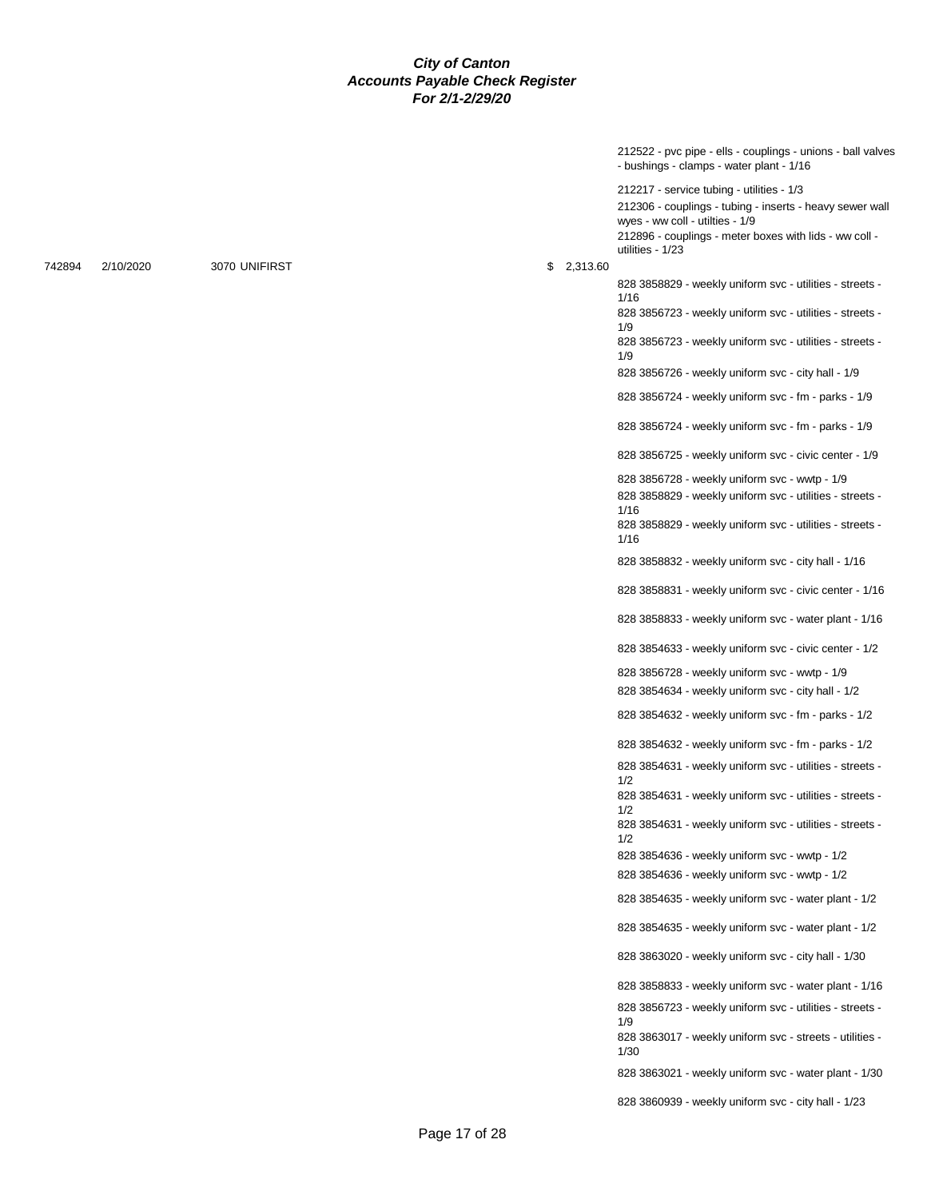# City of Canton
## Accounts Payable Check Register
### For 2/1-2/29/20

| Check # | Date | Vendor | Amount | Description |
|---|---|---|---|---|
| | | | | 212522 - pvc pipe - ells - couplings - unions - ball valves - bushings - clamps - water plant - 1/16 |
| | | | | 212217 - service tubing - utilities - 1/3 |
| | | | | 212306 - couplings - tubing - inserts - heavy sewer wall wyes - ww coll - utilties - 1/9 |
| | | | | 212896 - couplings - meter boxes with lids - ww coll - utilities - 1/23 |
| 742894 | 2/10/2020 | 3070 UNIFIRST | $ 2,313.60 | |
| | | | | 828 3858829 - weekly uniform svc - utilities - streets - 1/16 |
| | | | | 828 3856723 - weekly uniform svc - utilities - streets - 1/9 |
| | | | | 828 3856723 - weekly uniform svc - utilities - streets - 1/9 |
| | | | | 828 3856726 - weekly uniform svc - city hall - 1/9 |
| | | | | 828 3856724 - weekly uniform svc - fm - parks - 1/9 |
| | | | | 828 3856724 - weekly uniform svc - fm - parks - 1/9 |
| | | | | 828 3856725 - weekly uniform svc - civic center - 1/9 |
| | | | | 828 3856728 - weekly uniform svc - wwtp - 1/9 |
| | | | | 828 3858829 - weekly uniform svc - utilities - streets - 1/16 |
| | | | | 828 3858829 - weekly uniform svc - utilities - streets - 1/16 |
| | | | | 828 3858832 - weekly uniform svc - city hall - 1/16 |
| | | | | 828 3858831 - weekly uniform svc - civic center - 1/16 |
| | | | | 828 3858833 - weekly uniform svc - water plant - 1/16 |
| | | | | 828 3854633 - weekly uniform svc - civic center - 1/2 |
| | | | | 828 3856728 - weekly uniform svc - wwtp - 1/9 |
| | | | | 828 3854634 - weekly uniform svc - city hall - 1/2 |
| | | | | 828 3854632 - weekly uniform svc - fm - parks - 1/2 |
| | | | | 828 3854632 - weekly uniform svc - fm - parks - 1/2 |
| | | | | 828 3854631 - weekly uniform svc - utilities - streets - 1/2 |
| | | | | 828 3854631 - weekly uniform svc - utilities - streets - 1/2 |
| | | | | 828 3854631 - weekly uniform svc - utilities - streets - 1/2 |
| | | | | 828 3854636 - weekly uniform svc - wwtp - 1/2 |
| | | | | 828 3854636 - weekly uniform svc - wwtp - 1/2 |
| | | | | 828 3854635 - weekly uniform svc - water plant - 1/2 |
| | | | | 828 3854635 - weekly uniform svc - water plant - 1/2 |
| | | | | 828 3863020 - weekly uniform svc - city hall - 1/30 |
| | | | | 828 3858833 - weekly uniform svc - water plant - 1/16 |
| | | | | 828 3856723 - weekly uniform svc - utilities - streets - 1/9 |
| | | | | 828 3863017 - weekly uniform svc - streets - utilities - 1/30 |
| | | | | 828 3863021 - weekly uniform svc - water plant - 1/30 |
| | | | | 828 3860939 - weekly uniform svc - city hall - 1/23 |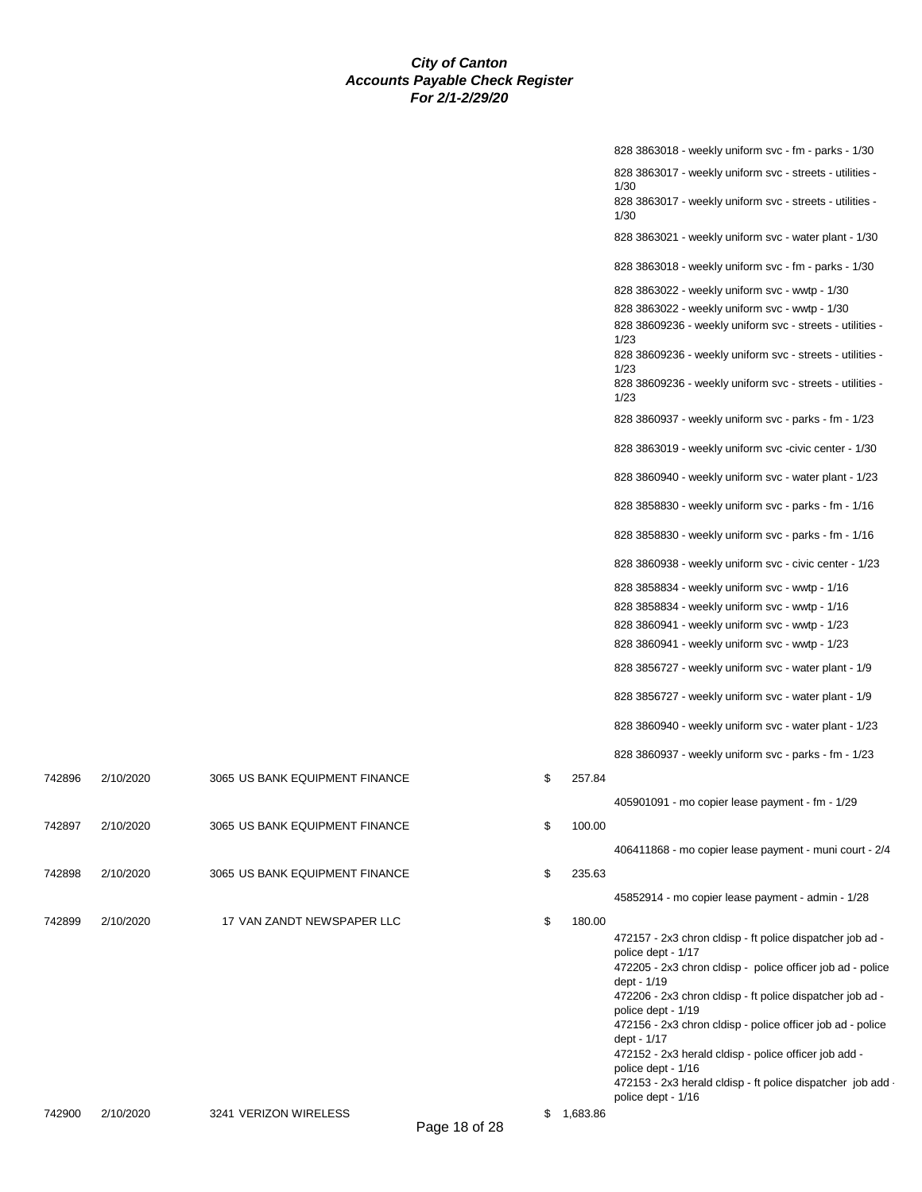# City of Canton
## Accounts Payable Check Register
### For 2/1-2/29/20

| Check | Date | Vendor | Amount | Description |
|---|---|---|---|---|
| | | | | 828 3863018 - weekly uniform svc - fm - parks - 1/30 |
| | | | | 828 3863017 - weekly uniform svc - streets - utilities - 1/30 |
| | | | | 828 3863017 - weekly uniform svc - streets - utilities - 1/30 |
| | | | | 828 3863021 - weekly uniform svc - water plant - 1/30 |
| | | | | 828 3863018 - weekly uniform svc - fm - parks - 1/30 |
| | | | | 828 3863022 - weekly uniform svc - wwtp - 1/30 |
| | | | | 828 3863022 - weekly uniform svc - wwtp - 1/30 |
| | | | | 828 38609236 - weekly uniform svc - streets - utilities - 1/23 |
| | | | | 828 38609236 - weekly uniform svc - streets - utilities - 1/23 |
| | | | | 828 38609236 - weekly uniform svc - streets - utilities - 1/23 |
| | | | | 828 3860937 - weekly uniform svc - parks - fm - 1/23 |
| | | | | 828 3863019 - weekly uniform svc -civic center - 1/30 |
| | | | | 828 3860940 - weekly uniform svc - water plant - 1/23 |
| | | | | 828 3858830 - weekly uniform svc - parks - fm - 1/16 |
| | | | | 828 3858830 - weekly uniform svc - parks - fm - 1/16 |
| | | | | 828 3860938 - weekly uniform svc - civic center - 1/23 |
| | | | | 828 3858834 - weekly uniform svc - wwtp - 1/16 |
| | | | | 828 3858834 - weekly uniform svc - wwtp - 1/16 |
| | | | | 828 3860941 - weekly uniform svc - wwtp - 1/23 |
| | | | | 828 3860941 - weekly uniform svc - wwtp - 1/23 |
| | | | | 828 3856727 - weekly uniform svc - water plant - 1/9 |
| | | | | 828 3856727 - weekly uniform svc - water plant - 1/9 |
| | | | | 828 3860940 - weekly uniform svc - water plant - 1/23 |
| | | | | 828 3860937 - weekly uniform svc - parks - fm - 1/23 |
| 742896 | 2/10/2020 | 3065 US BANK EQUIPMENT FINANCE | $ 257.84 | |
| | | | | 405901091 - mo copier lease payment - fm - 1/29 |
| 742897 | 2/10/2020 | 3065 US BANK EQUIPMENT FINANCE | $ 100.00 | |
| | | | | 406411868 - mo copier lease payment - muni court - 2/4 |
| 742898 | 2/10/2020 | 3065 US BANK EQUIPMENT FINANCE | $ 235.63 | |
| | | | | 45852914 - mo copier lease payment - admin - 1/28 |
| 742899 | 2/10/2020 | 17 VAN ZANDT NEWSPAPER LLC | $ 180.00 | |
| | | | | 472157 - 2x3 chron cldisp - ft police dispatcher job ad - police dept - 1/17 |
| | | | | 472205 - 2x3 chron cldisp - police officer job ad - police dept - 1/19 |
| | | | | 472206 - 2x3 chron cldisp - ft police dispatcher job ad - police dept - 1/19 |
| | | | | 472156 - 2x3 chron cldisp - police officer job ad - police dept - 1/17 |
| | | | | 472152 - 2x3 herald cldisp - police officer job add - police dept - 1/16 |
| | | | | 472153 - 2x3 herald cldisp - ft police dispatcher job add - police dept - 1/16 |
| 742900 | 2/10/2020 | 3241 VERIZON WIRELESS | $ 1,683.86 | |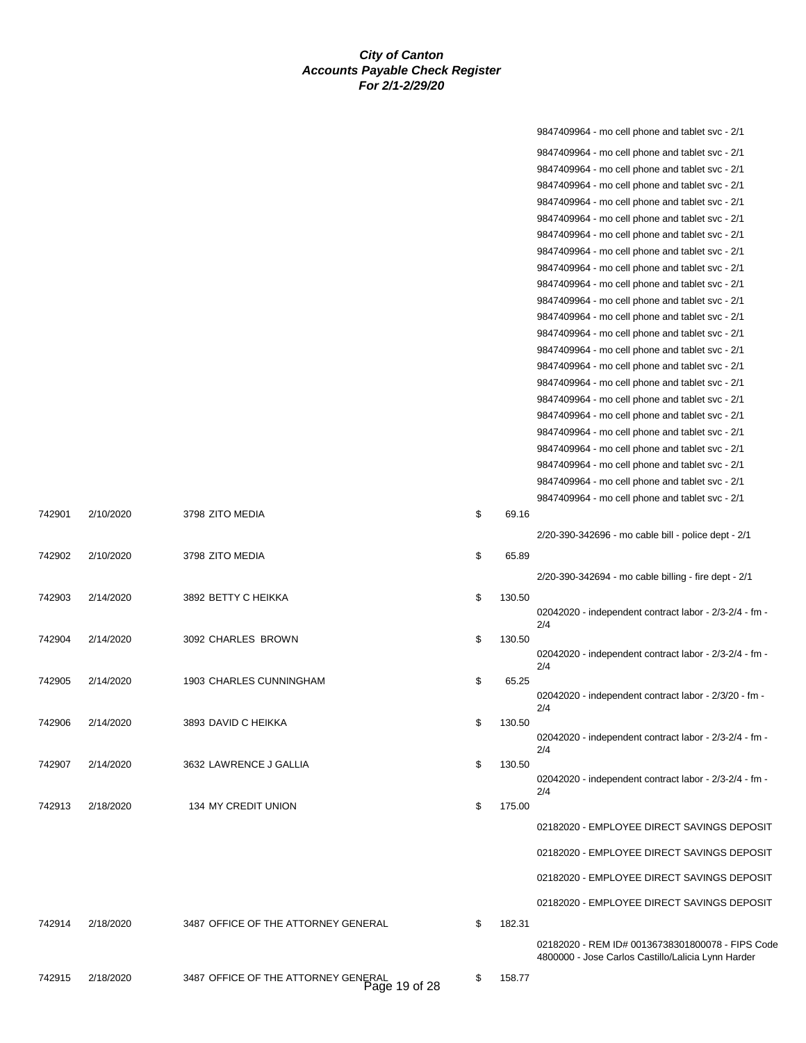**City of Canton**
**Accounts Payable Check Register**
**For 2/1-2/29/20**

| | | | | | |
|---|---|---|---|---|---|
| | | | | | 9847409964 - mo cell phone and tablet svc - 2/1 |
| | | | | | 9847409964 - mo cell phone and tablet svc - 2/1 |
| | | | | | 9847409964 - mo cell phone and tablet svc - 2/1 |
| | | | | | 9847409964 - mo cell phone and tablet svc - 2/1 |
| | | | | | 9847409964 - mo cell phone and tablet svc - 2/1 |
| | | | | | 9847409964 - mo cell phone and tablet svc - 2/1 |
| | | | | | 9847409964 - mo cell phone and tablet svc - 2/1 |
| | | | | | 9847409964 - mo cell phone and tablet svc - 2/1 |
| | | | | | 9847409964 - mo cell phone and tablet svc - 2/1 |
| | | | | | 9847409964 - mo cell phone and tablet svc - 2/1 |
| | | | | | 9847409964 - mo cell phone and tablet svc - 2/1 |
| | | | | | 9847409964 - mo cell phone and tablet svc - 2/1 |
| | | | | | 9847409964 - mo cell phone and tablet svc - 2/1 |
| | | | | | 9847409964 - mo cell phone and tablet svc - 2/1 |
| | | | | | 9847409964 - mo cell phone and tablet svc - 2/1 |
| | | | | | 9847409964 - mo cell phone and tablet svc - 2/1 |
| | | | | | 9847409964 - mo cell phone and tablet svc - 2/1 |
| | | | | | 9847409964 - mo cell phone and tablet svc - 2/1 |
| | | | | | 9847409964 - mo cell phone and tablet svc - 2/1 |
| | | | | | 9847409964 - mo cell phone and tablet svc - 2/1 |
| | | | | | 9847409964 - mo cell phone and tablet svc - 2/1 |
| | | | | | 9847409964 - mo cell phone and tablet svc - 2/1 |
| 742901 | 2/10/2020 | 3798 ZITO MEDIA | $ | 69.16 | |
| | | | | | 2/20-390-342696 - mo cable bill - police dept - 2/1 |
| 742902 | 2/10/2020 | 3798 ZITO MEDIA | $ | 65.89 | |
| | | | | | 2/20-390-342694 - mo cable billing - fire dept - 2/1 |
| 742903 | 2/14/2020 | 3892 BETTY C HEIKKA | $ | 130.50 | |
| | | | | | 02042020 - independent contract labor - 2/3-2/4 - fm - 2/4 |
| 742904 | 2/14/2020 | 3092 CHARLES BROWN | $ | 130.50 | |
| | | | | | 02042020 - independent contract labor - 2/3-2/4 - fm - 2/4 |
| 742905 | 2/14/2020 | 1903 CHARLES CUNNINGHAM | $ | 65.25 | |
| | | | | | 02042020 - independent contract labor - 2/3/20 - fm - 2/4 |
| 742906 | 2/14/2020 | 3893 DAVID C HEIKKA | $ | 130.50 | |
| | | | | | 02042020 - independent contract labor - 2/3-2/4 - fm - 2/4 |
| 742907 | 2/14/2020 | 3632 LAWRENCE J GALLIA | $ | 130.50 | |
| | | | | | 02042020 - independent contract labor - 2/3-2/4 - fm - 2/4 |
| 742913 | 2/18/2020 | 134 MY CREDIT UNION | $ | 175.00 | |
| | | | | | 02182020 - EMPLOYEE DIRECT SAVINGS DEPOSIT |
| | | | | | 02182020 - EMPLOYEE DIRECT SAVINGS DEPOSIT |
| | | | | | 02182020 - EMPLOYEE DIRECT SAVINGS DEPOSIT |
| | | | | | 02182020 - EMPLOYEE DIRECT SAVINGS DEPOSIT |
| 742914 | 2/18/2020 | 3487 OFFICE OF THE ATTORNEY GENERAL | $ | 182.31 | |
| | | | | | 02182020 - REM ID# 00136738301800078 - FIPS Code 4800000 - Jose Carlos Castillo/Lalicia Lynn Harder |
| 742915 | 2/18/2020 | 3487 OFFICE OF THE ATTORNEY GENERAL | $ | 158.77 | |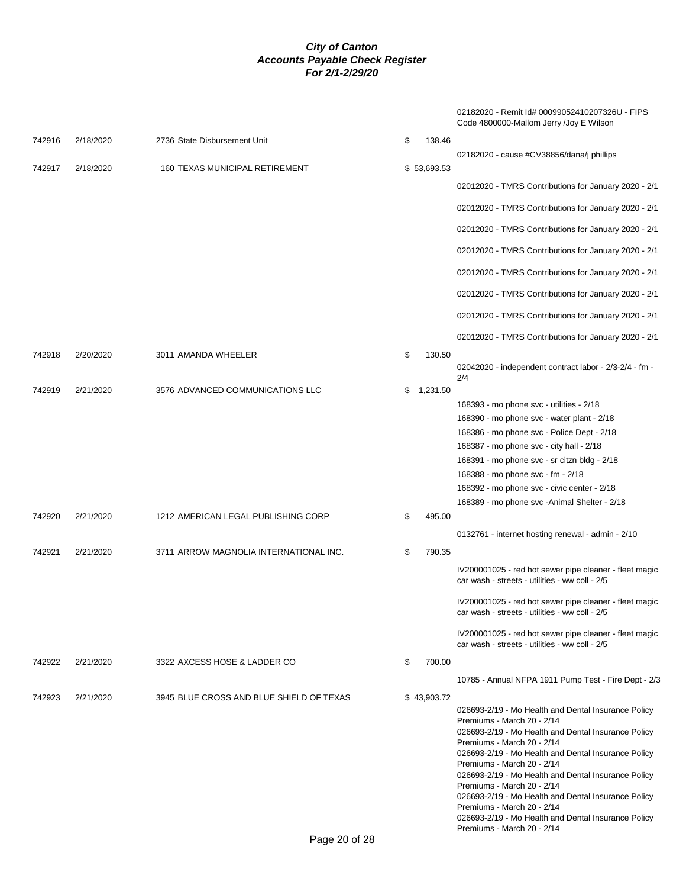# *City of Canton*
## *Accounts Payable Check Register*
### *For 2/1-2/29/20*

| Check # | Date | Vendor | Amount | Description |
|---|---|---|---|---|
| | | | | 02182020 - Remit Id# 00099052410207326U - FIPS Code 4800000-Mallom Jerry /Joy E Wilson |
| 742916 | 2/18/2020 | 2736 State Disbursement Unit | $ 138.46 | |
| | | | | 02182020 - cause #CV38856/dana/j phillips |
| 742917 | 2/18/2020 | 160 TEXAS MUNICIPAL RETIREMENT | $ 53,693.53 | |
| | | | | 02012020 - TMRS Contributions for January 2020 - 2/1 |
| | | | | 02012020 - TMRS Contributions for January 2020 - 2/1 |
| | | | | 02012020 - TMRS Contributions for January 2020 - 2/1 |
| | | | | 02012020 - TMRS Contributions for January 2020 - 2/1 |
| | | | | 02012020 - TMRS Contributions for January 2020 - 2/1 |
| | | | | 02012020 - TMRS Contributions for January 2020 - 2/1 |
| | | | | 02012020 - TMRS Contributions for January 2020 - 2/1 |
| | | | | 02012020 - TMRS Contributions for January 2020 - 2/1 |
| 742918 | 2/20/2020 | 3011 AMANDA WHEELER | $ 130.50 | |
| | | | | 02042020 - independent contract labor - 2/3-2/4 - fm - 2/4 |
| 742919 | 2/21/2020 | 3576 ADVANCED COMMUNICATIONS LLC | $ 1,231.50 | |
| | | | | 168393 - mo phone svc - utilities - 2/18 |
| | | | | 168390 - mo phone svc - water plant - 2/18 |
| | | | | 168386 - mo phone svc - Police Dept - 2/18 |
| | | | | 168387 - mo phone svc - city hall - 2/18 |
| | | | | 168391 - mo phone svc - sr citzn bldg - 2/18 |
| | | | | 168388 - mo phone svc - fm - 2/18 |
| | | | | 168392 - mo phone svc - civic center - 2/18 |
| | | | | 168389 - mo phone svc -Animal Shelter - 2/18 |
| 742920 | 2/21/2020 | 1212 AMERICAN LEGAL PUBLISHING CORP | $ 495.00 | |
| | | | | 0132761 - internet hosting renewal - admin - 2/10 |
| 742921 | 2/21/2020 | 3711 ARROW MAGNOLIA INTERNATIONAL INC. | $ 790.35 | |
| | | | | IV200001025 - red hot sewer pipe cleaner - fleet magic car wash - streets - utilities - ww coll - 2/5 |
| | | | | IV200001025 - red hot sewer pipe cleaner - fleet magic car wash - streets - utilities - ww coll - 2/5 |
| | | | | IV200001025 - red hot sewer pipe cleaner - fleet magic car wash - streets - utilities - ww coll - 2/5 |
| 742922 | 2/21/2020 | 3322 AXCESS HOSE & LADDER CO | $ 700.00 | |
| | | | | 10785 - Annual NFPA 1911 Pump Test - Fire Dept - 2/3 |
| 742923 | 2/21/2020 | 3945 BLUE CROSS AND BLUE SHIELD OF TEXAS | $ 43,903.72 | |
| | | | | 026693-2/19 - Mo Health and Dental Insurance Policy Premiums - March 20 - 2/14 |
| | | | | 026693-2/19 - Mo Health and Dental Insurance Policy Premiums - March 20 - 2/14 |
| | | | | 026693-2/19 - Mo Health and Dental Insurance Policy Premiums - March 20 - 2/14 |
| | | | | 026693-2/19 - Mo Health and Dental Insurance Policy Premiums - March 20 - 2/14 |
| | | | | 026693-2/19 - Mo Health and Dental Insurance Policy Premiums - March 20 - 2/14 |
| | | | | 026693-2/19 - Mo Health and Dental Insurance Policy Premiums - March 20 - 2/14 |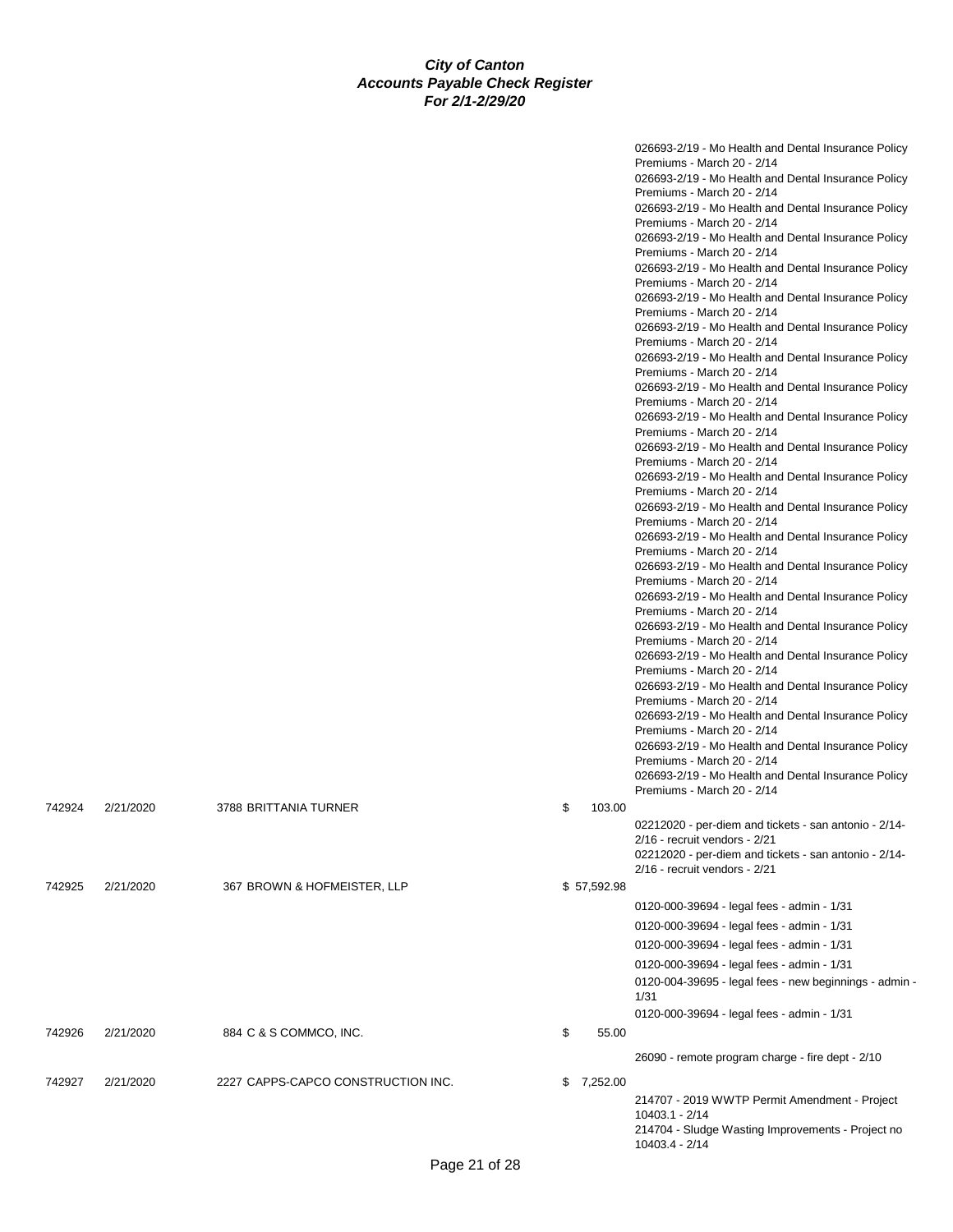***City of Canton***
***Accounts Payable Check Register***
***For 2/1-2/29/20***

| | | | | |
|---|---|---|---|---|
| | | | | 026693-2/19 - Mo Health and Dental Insurance Policy Premiums - March 20 - 2/14 |
| | | | | 026693-2/19 - Mo Health and Dental Insurance Policy Premiums - March 20 - 2/14 |
| | | | | 026693-2/19 - Mo Health and Dental Insurance Policy Premiums - March 20 - 2/14 |
| | | | | 026693-2/19 - Mo Health and Dental Insurance Policy Premiums - March 20 - 2/14 |
| | | | | 026693-2/19 - Mo Health and Dental Insurance Policy Premiums - March 20 - 2/14 |
| | | | | 026693-2/19 - Mo Health and Dental Insurance Policy Premiums - March 20 - 2/14 |
| | | | | 026693-2/19 - Mo Health and Dental Insurance Policy Premiums - March 20 - 2/14 |
| | | | | 026693-2/19 - Mo Health and Dental Insurance Policy Premiums - March 20 - 2/14 |
| | | | | 026693-2/19 - Mo Health and Dental Insurance Policy Premiums - March 20 - 2/14 |
| | | | | 026693-2/19 - Mo Health and Dental Insurance Policy Premiums - March 20 - 2/14 |
| | | | | 026693-2/19 - Mo Health and Dental Insurance Policy Premiums - March 20 - 2/14 |
| | | | | 026693-2/19 - Mo Health and Dental Insurance Policy Premiums - March 20 - 2/14 |
| | | | | 026693-2/19 - Mo Health and Dental Insurance Policy Premiums - March 20 - 2/14 |
| | | | | 026693-2/19 - Mo Health and Dental Insurance Policy Premiums - March 20 - 2/14 |
| | | | | 026693-2/19 - Mo Health and Dental Insurance Policy Premiums - March 20 - 2/14 |
| | | | | 026693-2/19 - Mo Health and Dental Insurance Policy Premiums - March 20 - 2/14 |
| | | | | 026693-2/19 - Mo Health and Dental Insurance Policy Premiums - March 20 - 2/14 |
| | | | | 026693-2/19 - Mo Health and Dental Insurance Policy Premiums - March 20 - 2/14 |
| | | | | 026693-2/19 - Mo Health and Dental Insurance Policy Premiums - March 20 - 2/14 |
| | | | | 026693-2/19 - Mo Health and Dental Insurance Policy Premiums - March 20 - 2/14 |
| | | | | 026693-2/19 - Mo Health and Dental Insurance Policy Premiums - March 20 - 2/14 |
| 742924 | 2/21/2020 | 3788 BRITTANIA TURNER | $ 103.00 | |
| | | | | 02212020 - per-diem and tickets - san antonio - 2/14-2/16 - recruit vendors - 2/21 |
| | | | | 02212020 - per-diem and tickets - san antonio - 2/14-2/16 - recruit vendors - 2/21 |
| 742925 | 2/21/2020 | 367 BROWN & HOFMEISTER, LLP | $ 57,592.98 | |
| | | | | 0120-000-39694 - legal fees - admin - 1/31 |
| | | | | 0120-000-39694 - legal fees - admin - 1/31 |
| | | | | 0120-000-39694 - legal fees - admin - 1/31 |
| | | | | 0120-000-39694 - legal fees - admin - 1/31 |
| | | | | 0120-004-39695 - legal fees - new beginnings - admin - 1/31 |
| | | | | 0120-000-39694 - legal fees - admin - 1/31 |
| 742926 | 2/21/2020 | 884 C & S COMMCO, INC. | $ 55.00 | |
| | | | | 26090 - remote program charge - fire dept - 2/10 |
| 742927 | 2/21/2020 | 2227 CAPPS-CAPCO CONSTRUCTION INC. | $ 7,252.00 | |
| | | | | 214707 - 2019 WWTP Permit Amendment - Project 10403.1 - 2/14 |
| | | | | 214704 - Sludge Wasting Improvements - Project no 10403.4 - 2/14 |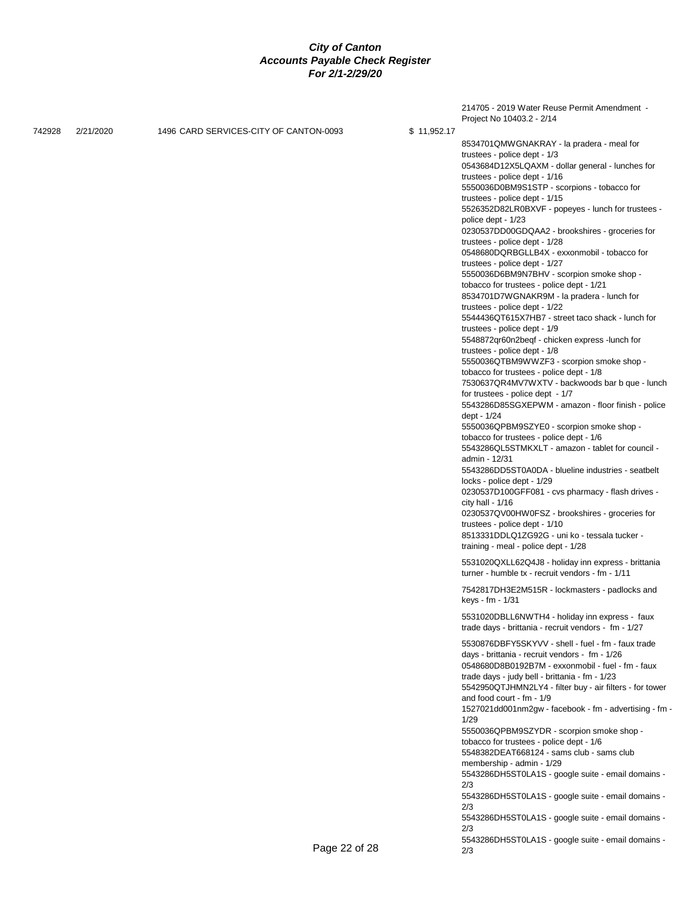# *City of Canton*
## *Accounts Payable Check Register*
### *For 2/1-2/29/20*

| Check No | Date | Vendor | Amount | Description |
|---|---|---|---|---|
| | | | | 214705 - 2019 Water Reuse Permit Amendment - Project No 10403.2 - 2/14 |
| 742928 | 2/21/2020 | 1496 CARD SERVICES-CITY OF CANTON-0093 | $ 11,952.17 | |
| | | | | 8534701QMWGNAKRAY - la pradera - meal for trustees - police dept - 1/3 |
| | | | | 0543684D12X5LQAXM - dollar general - lunches for trustees - police dept - 1/16 |
| | | | | 5550036D0BM9S1STP - scorpions - tobacco for trustees - police dept - 1/15 |
| | | | | 5526352D82LR0BXVF - popeyes - lunch for trustees - police dept - 1/23 |
| | | | | 0230537DD00GDQAA2 - brookshires - groceries for trustees - police dept - 1/28 |
| | | | | 0548680DQRBGLLB4X - exxonmobil - tobacco for trustees - police dept - 1/27 |
| | | | | 5550036D6BM9N7BHV - scorpion smoke shop - tobacco for trustees - police dept - 1/21 |
| | | | | 8534701D7WGNAKR9M - la pradera - lunch for trustees - police dept - 1/22 |
| | | | | 5544436QT615X7HB7 - street taco shack - lunch for trustees - police dept - 1/9 |
| | | | | 5548872qr60n2beqf - chicken express -lunch for trustees - police dept - 1/8 |
| | | | | 5550036QTBM9WWZF3 - scorpion smoke shop - tobacco for trustees - police dept - 1/8 |
| | | | | 7530637QR4MV7WXTV - backwoods bar b que - lunch for trustees - police dept - 1/7 |
| | | | | 5543286D85SGXEPWM - amazon - floor finish - police dept - 1/24 |
| | | | | 5550036QPBM9SZYE0 - scorpion smoke shop - tobacco for trustees - police dept - 1/6 |
| | | | | 5543286QL5STMKXLT - amazon - tablet for council - admin - 12/31 |
| | | | | 5543286DD5ST0A0DA - blueline industries - seatbelt locks - police dept - 1/29 |
| | | | | 0230537D100GFF081 - cvs pharmacy - flash drives - city hall - 1/16 |
| | | | | 0230537QV00HW0FSZ - brookshires - groceries for trustees - police dept - 1/10 |
| | | | | 8513331DDLQ1ZG92G - uni ko - tessala tucker - training - meal - police dept - 1/28 |
| | | | | 5531020QXLL62Q4J8 - holiday inn express - brittania turner - humble tx - recruit vendors - fm - 1/11 |
| | | | | 7542817DH3E2M515R - lockmasters - padlocks and keys - fm - 1/31 |
| | | | | 5531020DBLL6NWTH4 - holiday inn express - faux trade days - brittania - recruit vendors - fm - 1/27 |
| | | | | 5530876DBFY5SKYVV - shell - fuel - fm - faux trade days - brittania - recruit vendors - fm - 1/26 |
| | | | | 0548680D8B0192B7M - exxonmobil - fuel - fm - faux trade days - judy bell - brittania - fm - 1/23 |
| | | | | 5542950QTJHMN2LY4 - filter buy - air filters - for tower and food court - fm - 1/9 |
| | | | | 1527021dd001nm2gw - facebook - fm - advertising - fm - 1/29 |
| | | | | 5550036QPBM9SZYDR - scorpion smoke shop - tobacco for trustees - police dept - 1/6 |
| | | | | 5548382DEAT668124 - sams club - sams club membership - admin - 1/29 |
| | | | | 5543286DH5ST0LA1S - google suite - email domains - 2/3 |
| | | | | 5543286DH5ST0LA1S - google suite - email domains - 2/3 |
| | | | | 5543286DH5ST0LA1S - google suite - email domains - 2/3 |
| | | | | 5543286DH5ST0LA1S - google suite - email domains - 2/3 |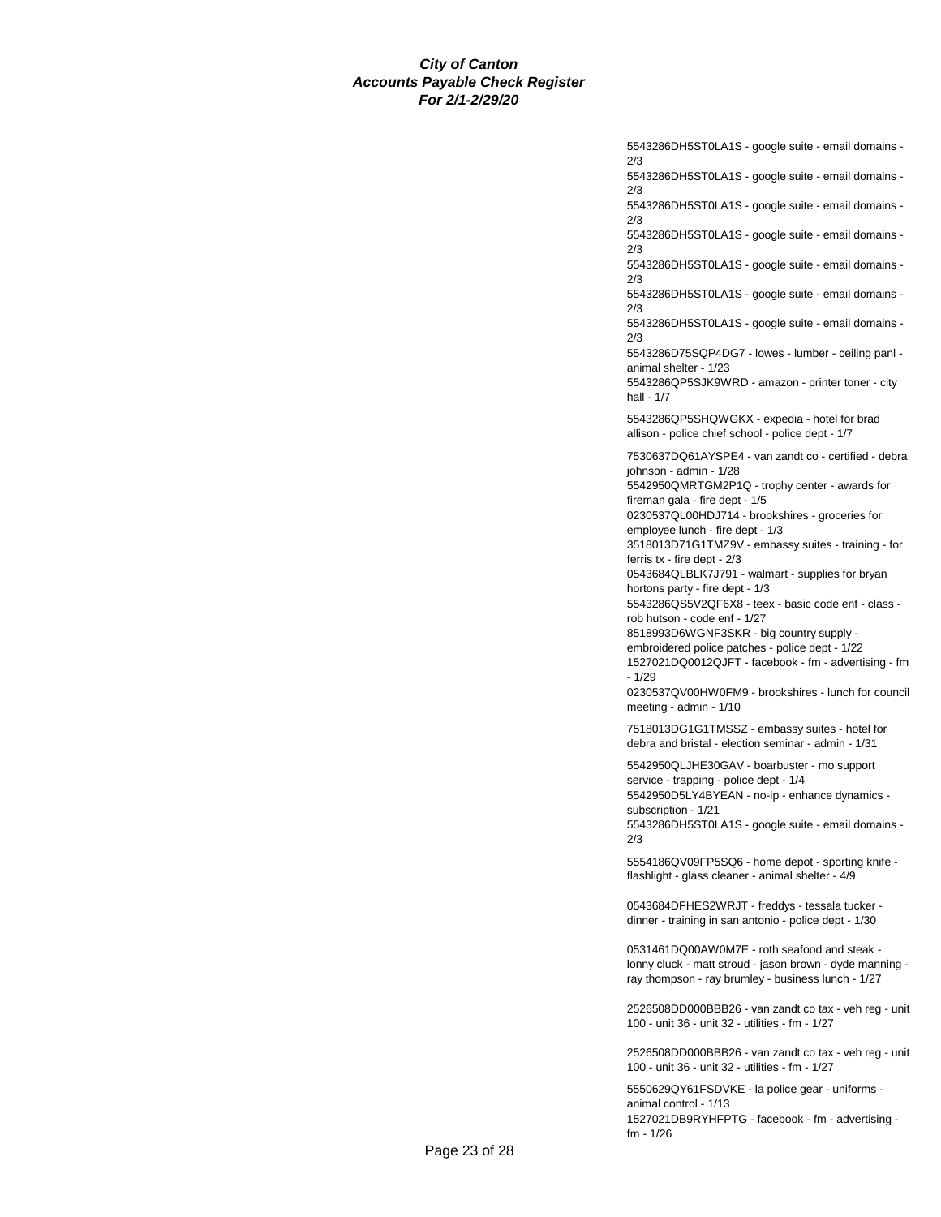**City of Canton**
**Accounts Payable Check Register**
**For 2/1-2/29/20**

5543286DH5ST0LA1S - google suite - email domains - 2/3

5543286DH5ST0LA1S - google suite - email domains - 2/3

5543286DH5ST0LA1S - google suite - email domains - 2/3

5543286DH5ST0LA1S - google suite - email domains - 2/3

5543286DH5ST0LA1S - google suite - email domains - 2/3

5543286DH5ST0LA1S - google suite - email domains - 2/3

5543286DH5ST0LA1S - google suite - email domains - 2/3

5543286D75SQP4DG7 - lowes - lumber - ceiling panl - animal shelter - 1/23

5543286QP5SJK9WRD - amazon - printer toner - city hall - 1/7

5543286QP5SHQWGKX - expedia - hotel for brad allison - police chief school - police dept - 1/7

7530637DQ61AYSPE4 - van zandt co - certified - debra johnson - admin - 1/28

5542950QMRTGM2P1Q - trophy center - awards for fireman gala - fire dept - 1/5

0230537QL00HDJ714 - brookshires - groceries for employee lunch - fire dept - 1/3

3518013D71G1TMZ9V - embassy suites - training - for ferris tx - fire dept - 2/3

0543684QLBLK7J791 - walmart - supplies for bryan hortons party - fire dept - 1/3

5543286QS5V2QF6X8 - teex - basic code enf - class - rob hutson - code enf - 1/27

8518993D6WGNF3SKR - big country supply - embroidered police patches - police dept - 1/22

1527021DQ0012QJFT - facebook - fm - advertising - fm - 1/29

0230537QV00HW0FM9 - brookshires - lunch for council meeting - admin - 1/10

7518013DG1G1TMSSZ - embassy suites - hotel for debra and bristal - election seminar - admin - 1/31

5542950QLJHE30GAV - boarbuster - mo support service - trapping - police dept - 1/4

5542950D5LY4BYEAN - no-ip - enhance dynamics - subscription - 1/21

5543286DH5ST0LA1S - google suite - email domains - 2/3

5554186QV09FP5SQ6 - home depot - sporting knife - flashlight - glass cleaner - animal shelter - 4/9

0543684DFHES2WRJT - freddys - tessala tucker - dinner - training in san antonio - police dept - 1/30

0531461DQ00AW0M7E - roth seafood and steak - lonny cluck - matt stroud - jason brown - dyde manning - ray thompson - ray brumley - business lunch - 1/27

2526508DD000BBB26 - van zandt co tax - veh reg - unit 100 - unit 36 - unit 32 - utilities - fm - 1/27

2526508DD000BBB26 - van zandt co tax - veh reg - unit 100 - unit 36 - unit 32 - utilities - fm - 1/27

5550629QY61FSDVKE - la police gear - uniforms - animal control - 1/13

1527021DB9RYHFPTG - facebook - fm - advertising - fm - 1/26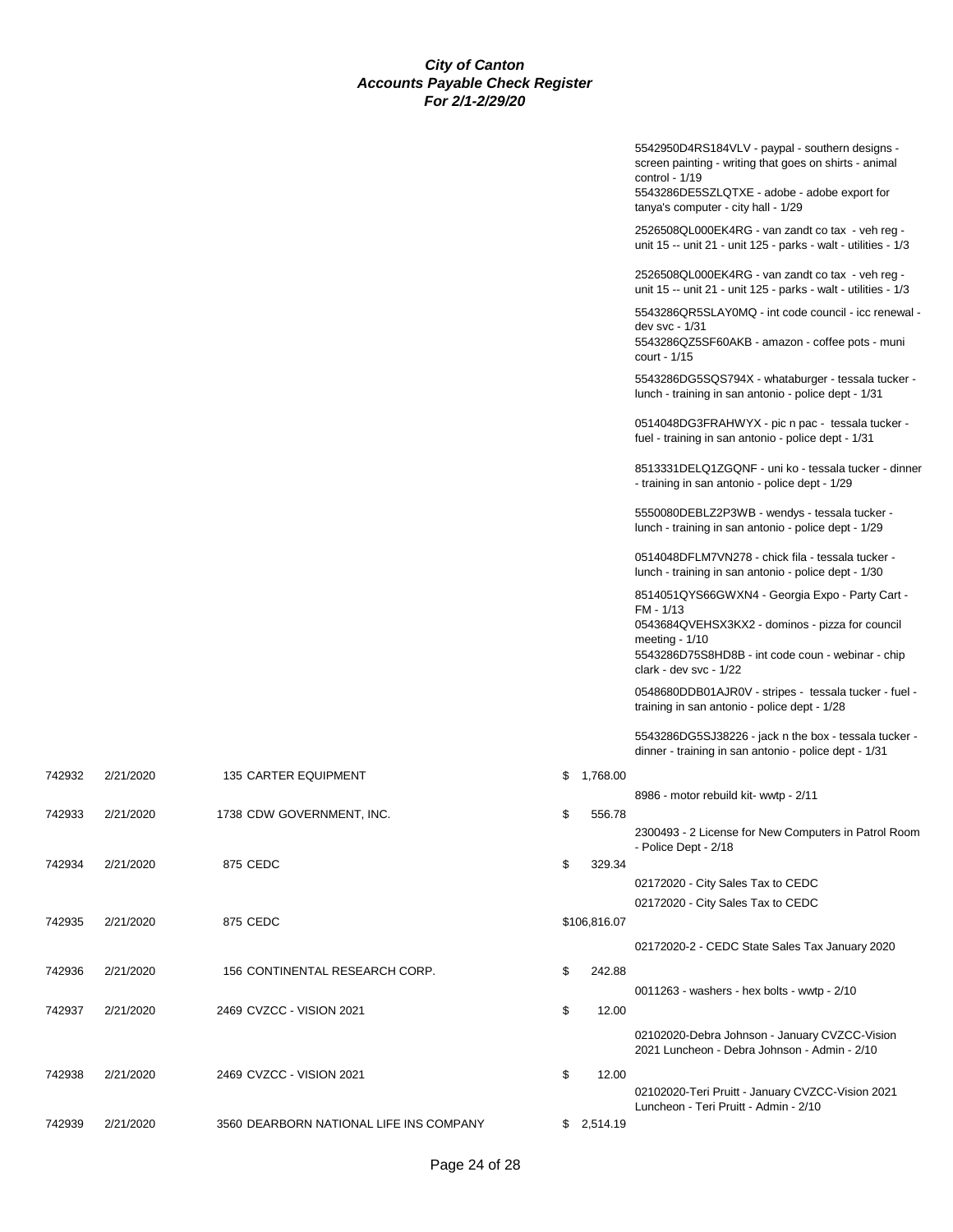# City of Canton
## Accounts Payable Check Register
### For 2/1-2/29/20

| Check # | Date | Vendor | Amount | Description |
|---|---|---|---|---|
| | | | | 5542950D4RS184VLV - paypal - southern designs - screen painting - writing that goes on shirts - animal control - 1/19<br>5543286DE5SZLQTXE - adobe - adobe export for tanya's computer - city hall - 1/29 |
| | | | | 2526508QL000EK4RG - van zandt co tax - veh reg - unit 15 -- unit 21 - unit 125 - parks - walt - utilities - 1/3 |
| | | | | 2526508QL000EK4RG - van zandt co tax - veh reg - unit 15 -- unit 21 - unit 125 - parks - walt - utilities - 1/3 |
| | | | | 5543286QR5SLAY0MQ - int code council - icc renewal - dev svc - 1/31<br>5543286QZ5SF60AKB - amazon - coffee pots - muni court - 1/15 |
| | | | | 5543286DG5SQS794X - whataburger - tessala tucker - lunch - training in san antonio - police dept - 1/31 |
| | | | | 0514048DG3FRAHWYX - pic n pac - tessala tucker - fuel - training in san antonio - police dept - 1/31 |
| | | | | 8513331DELQ1ZGQNF - uni ko - tessala tucker - dinner - training in san antonio - police dept - 1/29 |
| | | | | 5550080DEBLZ2P3WB - wendys - tessala tucker - lunch - training in san antonio - police dept - 1/29 |
| | | | | 0514048DFLM7VN278 - chick fila - tessala tucker - lunch - training in san antonio - police dept - 1/30 |
| | | | | 8514051QYS66GWXN4 - Georgia Expo - Party Cart - FM - 1/13<br>0543684QVEHSX3KX2 - dominos - pizza for council meeting - 1/10<br>5543286D75S8HD8B - int code coun - webinar - chip clark - dev svc - 1/22 |
| | | | | 0548680DDB01AJR0V - stripes - tessala tucker - fuel - training in san antonio - police dept - 1/28 |
| | | | | 5543286DG5SJ38226 - jack n the box - tessala tucker - dinner - training in san antonio - police dept - 1/31 |
| 742932 | 2/21/2020 | 135 CARTER EQUIPMENT | $ 1,768.00 | |
| | | | | 8986 - motor rebuild kit- wwtp - 2/11 |
| 742933 | 2/21/2020 | 1738 CDW GOVERNMENT, INC. | $ 556.78 | |
| | | | | 2300493 - 2 License for New Computers in Patrol Room - Police Dept - 2/18 |
| 742934 | 2/21/2020 | 875 CEDC | $ 329.34 | |
| | | | | 02172020 - City Sales Tax to CEDC |
| | | | | 02172020 - City Sales Tax to CEDC |
| 742935 | 2/21/2020 | 875 CEDC | $106,816.07 | |
| | | | | 02172020-2 - CEDC State Sales Tax January 2020 |
| 742936 | 2/21/2020 | 156 CONTINENTAL RESEARCH CORP. | $ 242.88 | |
| | | | | 0011263 - washers - hex bolts - wwtp - 2/10 |
| 742937 | 2/21/2020 | 2469 CVZCC - VISION 2021 | $ 12.00 | |
| | | | | 02102020-Debra Johnson - January CVZCC-Vision 2021 Luncheon - Debra Johnson - Admin - 2/10 |
| 742938 | 2/21/2020 | 2469 CVZCC - VISION 2021 | $ 12.00 | |
| | | | | 02102020-Teri Pruitt - January CVZCC-Vision 2021 Luncheon - Teri Pruitt - Admin - 2/10 |
| 742939 | 2/21/2020 | 3560 DEARBORN NATIONAL LIFE INS COMPANY | $ 2,514.19 | |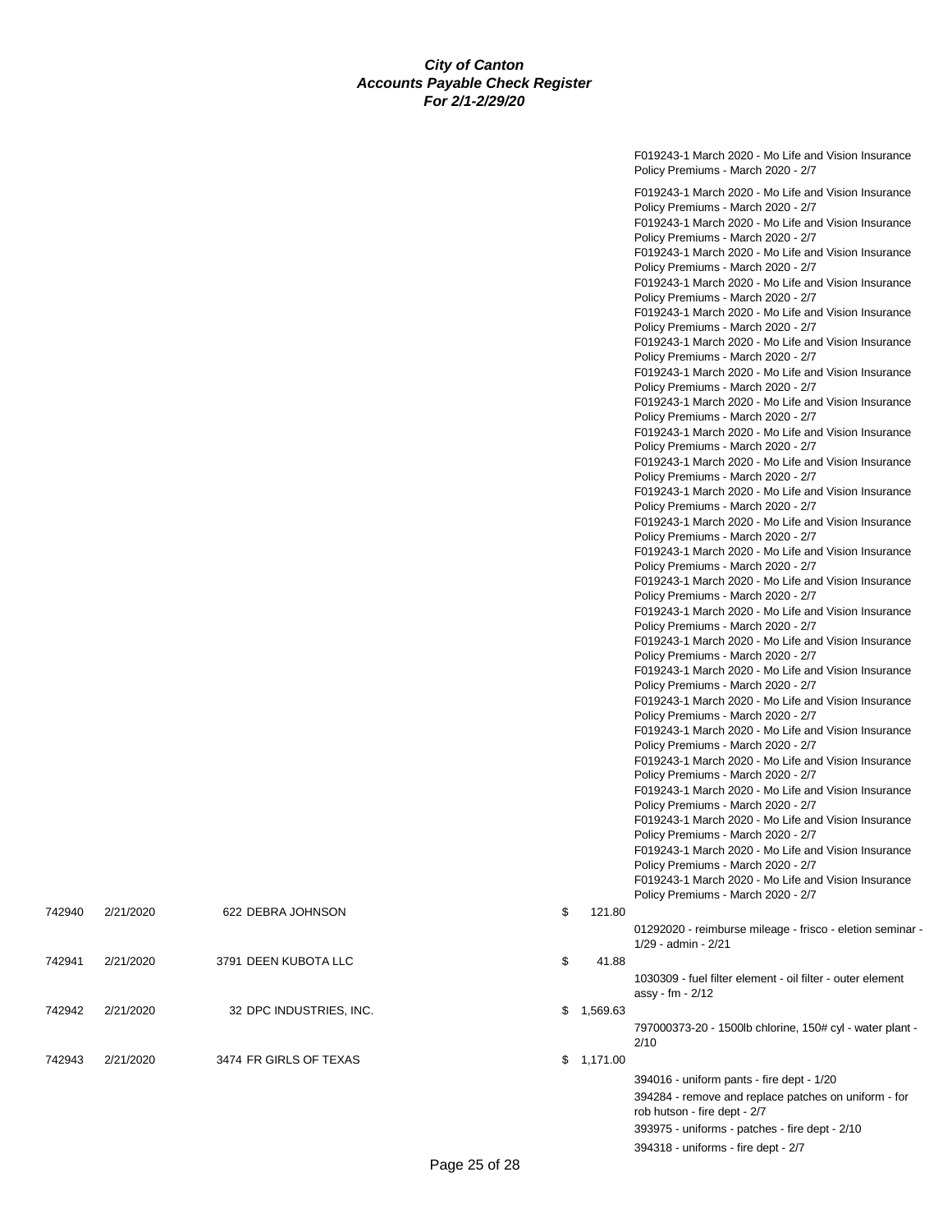**City of Canton**
**Accounts Payable Check Register**
**For 2/1-2/29/20**

| Check # | Date | Vendor | Amount | Description |
|---|---|---|---|---|
| | | | | F019243-1 March 2020 - Mo Life and Vision Insurance Policy Premiums - March 2020 - 2/7 |
| | | | | F019243-1 March 2020 - Mo Life and Vision Insurance Policy Premiums - March 2020 - 2/7 |
| | | | | F019243-1 March 2020 - Mo Life and Vision Insurance Policy Premiums - March 2020 - 2/7 |
| | | | | F019243-1 March 2020 - Mo Life and Vision Insurance Policy Premiums - March 2020 - 2/7 |
| | | | | F019243-1 March 2020 - Mo Life and Vision Insurance Policy Premiums - March 2020 - 2/7 |
| | | | | F019243-1 March 2020 - Mo Life and Vision Insurance Policy Premiums - March 2020 - 2/7 |
| | | | | F019243-1 March 2020 - Mo Life and Vision Insurance Policy Premiums - March 2020 - 2/7 |
| | | | | F019243-1 March 2020 - Mo Life and Vision Insurance Policy Premiums - March 2020 - 2/7 |
| | | | | F019243-1 March 2020 - Mo Life and Vision Insurance Policy Premiums - March 2020 - 2/7 |
| | | | | F019243-1 March 2020 - Mo Life and Vision Insurance Policy Premiums - March 2020 - 2/7 |
| | | | | F019243-1 March 2020 - Mo Life and Vision Insurance Policy Premiums - March 2020 - 2/7 |
| | | | | F019243-1 March 2020 - Mo Life and Vision Insurance Policy Premiums - March 2020 - 2/7 |
| | | | | F019243-1 March 2020 - Mo Life and Vision Insurance Policy Premiums - March 2020 - 2/7 |
| | | | | F019243-1 March 2020 - Mo Life and Vision Insurance Policy Premiums - March 2020 - 2/7 |
| | | | | F019243-1 March 2020 - Mo Life and Vision Insurance Policy Premiums - March 2020 - 2/7 |
| | | | | F019243-1 March 2020 - Mo Life and Vision Insurance Policy Premiums - March 2020 - 2/7 |
| | | | | F019243-1 March 2020 - Mo Life and Vision Insurance Policy Premiums - March 2020 - 2/7 |
| | | | | F019243-1 March 2020 - Mo Life and Vision Insurance Policy Premiums - March 2020 - 2/7 |
| | | | | F019243-1 March 2020 - Mo Life and Vision Insurance Policy Premiums - March 2020 - 2/7 |
| | | | | F019243-1 March 2020 - Mo Life and Vision Insurance Policy Premiums - March 2020 - 2/7 |
| | | | | F019243-1 March 2020 - Mo Life and Vision Insurance Policy Premiums - March 2020 - 2/7 |
| | | | | F019243-1 March 2020 - Mo Life and Vision Insurance Policy Premiums - March 2020 - 2/7 |
| | | | | F019243-1 March 2020 - Mo Life and Vision Insurance Policy Premiums - March 2020 - 2/7 |
| | | | | F019243-1 March 2020 - Mo Life and Vision Insurance Policy Premiums - March 2020 - 2/7 |
| 742940 | 2/21/2020 | 622 DEBRA JOHNSON | $ 121.80 | |
| | | | | 01292020 - reimburse mileage - frisco - eletion seminar - 1/29 - admin - 2/21 |
| 742941 | 2/21/2020 | 3791 DEEN KUBOTA LLC | $ 41.88 | |
| | | | | 1030309 - fuel filter element - oil filter - outer element assy - fm - 2/12 |
| 742942 | 2/21/2020 | 32 DPC INDUSTRIES, INC. | $ 1,569.63 | |
| | | | | 797000373-20 - 1500lb chlorine, 150# cyl - water plant - 2/10 |
| 742943 | 2/21/2020 | 3474 FR GIRLS OF TEXAS | $ 1,171.00 | |
| | | | | 394016 - uniform pants - fire dept - 1/20 |
| | | | | 394284 - remove and replace patches on uniform - for rob hutson - fire dept - 2/7 |
| | | | | 393975 - uniforms - patches - fire dept - 2/10 |
| | | | | 394318 - uniforms - fire dept - 2/7 |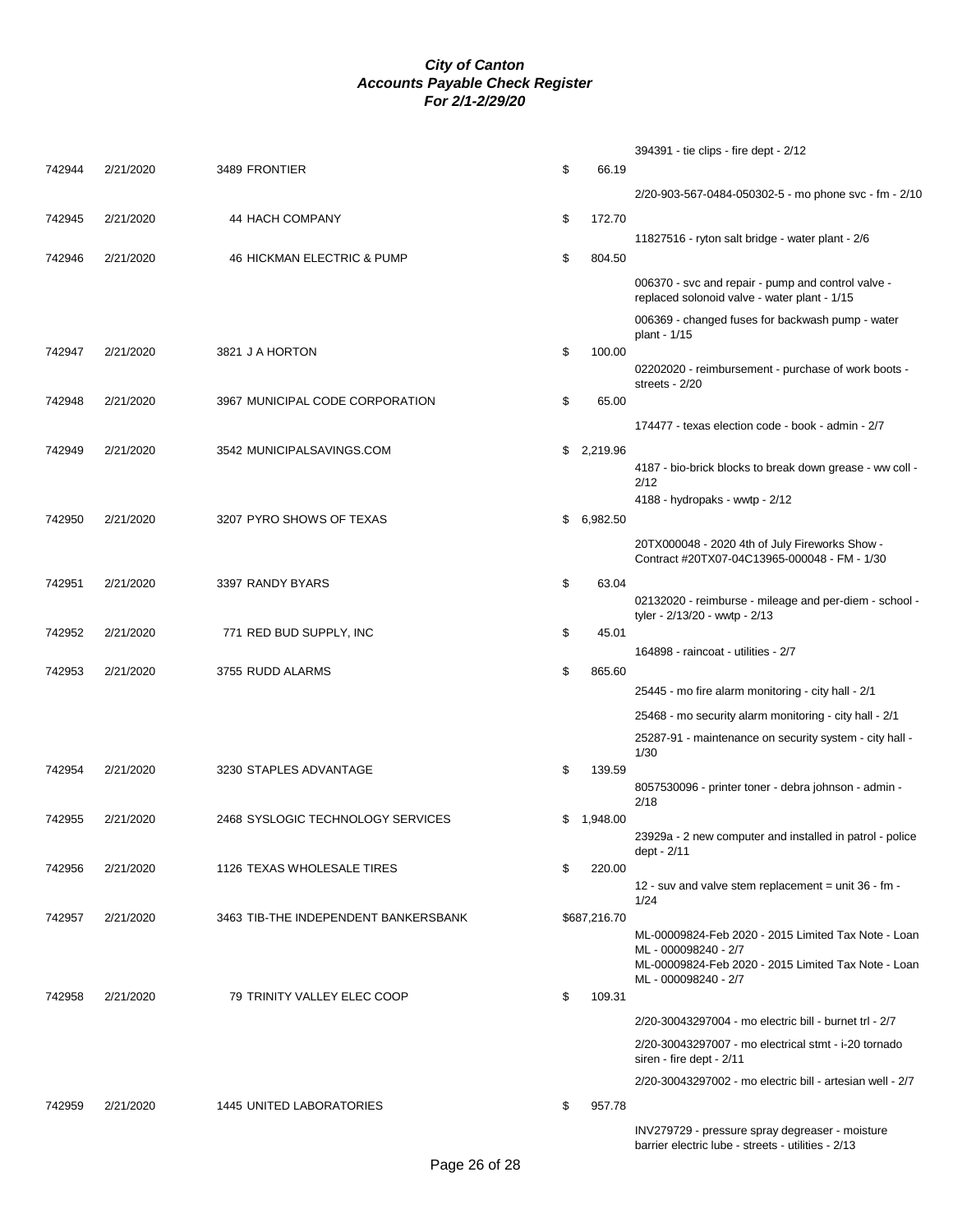***City of Canton***
***Accounts Payable Check Register***
***For 2/1-2/29/20***

| Check # | Date | Vendor | Amount | Description |
|---|---|---|---|---|
| | | | | 394391 - tie clips - fire dept - 2/12 |
| 742944 | 2/21/2020 | 3489 FRONTIER | $ 66.19 | |
| | | | | 2/20-903-567-0484-050302-5 - mo phone svc - fm - 2/10 |
| 742945 | 2/21/2020 | 44 HACH COMPANY | $ 172.70 | |
| | | | | 11827516 - ryton salt bridge - water plant - 2/6 |
| 742946 | 2/21/2020 | 46 HICKMAN ELECTRIC & PUMP | $ 804.50 | |
| | | | | 006370 - svc and repair - pump and control valve - replaced solonoid valve - water plant - 1/15 |
| | | | | 006369 - changed fuses for backwash pump - water plant - 1/15 |
| 742947 | 2/21/2020 | 3821 J A HORTON | $ 100.00 | |
| | | | | 02202020 - reimbursement - purchase of work boots - streets - 2/20 |
| 742948 | 2/21/2020 | 3967 MUNICIPAL CODE CORPORATION | $ 65.00 | |
| | | | | 174477 - texas election code - book - admin - 2/7 |
| 742949 | 2/21/2020 | 3542 MUNICIPALSAVINGS.COM | $ 2,219.96 | |
| | | | | 4187 - bio-brick blocks to break down grease - ww coll - 2/12 |
| | | | | 4188 - hydropaks - wwtp - 2/12 |
| 742950 | 2/21/2020 | 3207 PYRO SHOWS OF TEXAS | $ 6,982.50 | |
| | | | | 20TX000048 - 2020 4th of July Fireworks Show - Contract #20TX07-04C13965-000048 - FM - 1/30 |
| 742951 | 2/21/2020 | 3397 RANDY BYARS | $ 63.04 | |
| | | | | 02132020 - reimburse - mileage and per-diem - school - tyler - 2/13/20 - wwtp - 2/13 |
| 742952 | 2/21/2020 | 771 RED BUD SUPPLY, INC | $ 45.01 | |
| | | | | 164898 - raincoat - utilities - 2/7 |
| 742953 | 2/21/2020 | 3755 RUDD ALARMS | $ 865.60 | |
| | | | | 25445 - mo fire alarm monitoring - city hall - 2/1 |
| | | | | 25468 - mo security alarm monitoring - city hall - 2/1 |
| | | | | 25287-91 - maintenance on security system - city hall - 1/30 |
| 742954 | 2/21/2020 | 3230 STAPLES ADVANTAGE | $ 139.59 | |
| | | | | 8057530096 - printer toner - debra johnson - admin - 2/18 |
| 742955 | 2/21/2020 | 2468 SYSLOGIC TECHNOLOGY SERVICES | $ 1,948.00 | |
| | | | | 23929a - 2 new computer and installed in patrol - police dept - 2/11 |
| 742956 | 2/21/2020 | 1126 TEXAS WHOLESALE TIRES | $ 220.00 | |
| | | | | 12 - suv and valve stem replacement = unit 36 - fm - 1/24 |
| 742957 | 2/21/2020 | 3463 TIB-THE INDEPENDENT BANKERSBANK | $687,216.70 | |
| | | | | ML-00009824-Feb 2020 - 2015 Limited Tax Note - Loan ML - 000098240 - 2/7 |
| | | | | ML-00009824-Feb 2020 - 2015 Limited Tax Note - Loan ML - 000098240 - 2/7 |
| 742958 | 2/21/2020 | 79 TRINITY VALLEY ELEC COOP | $ 109.31 | |
| | | | | 2/20-30043297004 - mo electric bill - burnet trl - 2/7 |
| | | | | 2/20-30043297007 - mo electrical stmt - i-20 tornado siren - fire dept - 2/11 |
| | | | | 2/20-30043297002 - mo electric bill - artesian well - 2/7 |
| 742959 | 2/21/2020 | 1445 UNITED LABORATORIES | $ 957.78 | |
| | | | | INV279729 - pressure spray degreaser - moisture barrier electric lube - streets - utilities - 2/13 |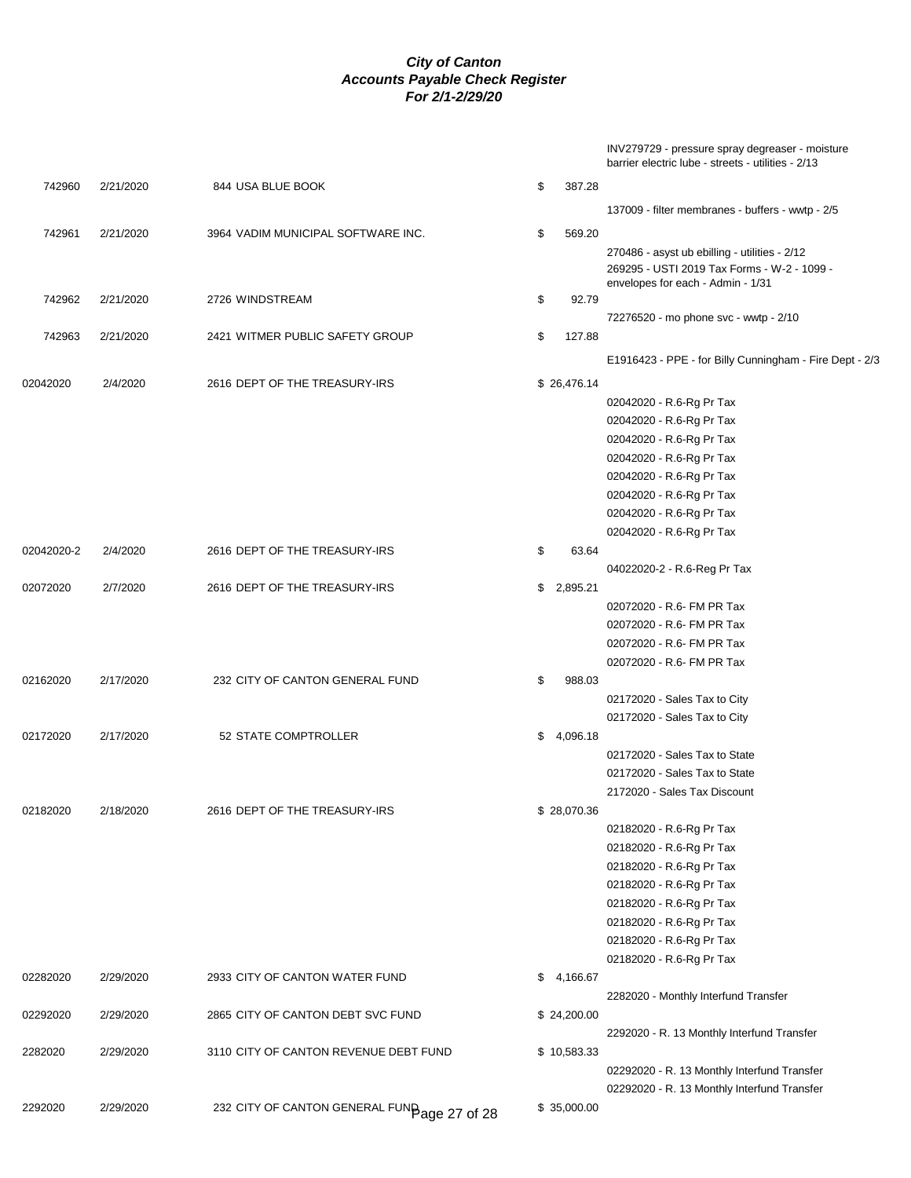# City of Canton
## Accounts Payable Check Register
### For 2/1-2/29/20

| Check # | Date | Vendor | Amount | Description |
|---|---|---|---|---|
| | | | | INV279729 - pressure spray degreaser - moisture barrier electric lube - streets - utilities - 2/13 |
| 742960 | 2/21/2020 | 844 USA BLUE BOOK | $ 387.28 | |
| | | | | 137009 - filter membranes - buffers - wwtp - 2/5 |
| 742961 | 2/21/2020 | 3964 VADIM MUNICIPAL SOFTWARE INC. | $ 569.20 | |
| | | | | 270486 - asyst ub ebilling - utilities - 2/12 |
| | | | | 269295 - USTI 2019 Tax Forms - W-2 - 1099 - envelopes for each - Admin - 1/31 |
| 742962 | 2/21/2020 | 2726 WINDSTREAM | $ 92.79 | |
| | | | | 72276520 - mo phone svc - wwtp - 2/10 |
| 742963 | 2/21/2020 | 2421 WITMER PUBLIC SAFETY GROUP | $ 127.88 | |
| | | | | E1916423 - PPE - for Billy Cunningham - Fire Dept - 2/3 |
| 02042020 | 2/4/2020 | 2616 DEPT OF THE TREASURY-IRS | $ 26,476.14 | |
| | | | | 02042020 - R.6-Rg Pr Tax |
| | | | | 02042020 - R.6-Rg Pr Tax |
| | | | | 02042020 - R.6-Rg Pr Tax |
| | | | | 02042020 - R.6-Rg Pr Tax |
| | | | | 02042020 - R.6-Rg Pr Tax |
| | | | | 02042020 - R.6-Rg Pr Tax |
| | | | | 02042020 - R.6-Rg Pr Tax |
| | | | | 02042020 - R.6-Rg Pr Tax |
| 02042020-2 | 2/4/2020 | 2616 DEPT OF THE TREASURY-IRS | $ 63.64 | |
| | | | | 04022020-2 - R.6-Reg Pr Tax |
| 02072020 | 2/7/2020 | 2616 DEPT OF THE TREASURY-IRS | $ 2,895.21 | |
| | | | | 02072020 - R.6- FM PR Tax |
| | | | | 02072020 - R.6- FM PR Tax |
| | | | | 02072020 - R.6- FM PR Tax |
| | | | | 02072020 - R.6- FM PR Tax |
| 02162020 | 2/17/2020 | 232 CITY OF CANTON GENERAL FUND | $ 988.03 | |
| | | | | 02172020 - Sales Tax to City |
| | | | | 02172020 - Sales Tax to City |
| 02172020 | 2/17/2020 | 52 STATE COMPTROLLER | $ 4,096.18 | |
| | | | | 02172020 - Sales Tax to State |
| | | | | 02172020 - Sales Tax to State |
| | | | | 2172020 - Sales Tax Discount |
| 02182020 | 2/18/2020 | 2616 DEPT OF THE TREASURY-IRS | $ 28,070.36 | |
| | | | | 02182020 - R.6-Rg Pr Tax |
| | | | | 02182020 - R.6-Rg Pr Tax |
| | | | | 02182020 - R.6-Rg Pr Tax |
| | | | | 02182020 - R.6-Rg Pr Tax |
| | | | | 02182020 - R.6-Rg Pr Tax |
| | | | | 02182020 - R.6-Rg Pr Tax |
| | | | | 02182020 - R.6-Rg Pr Tax |
| | | | | 02182020 - R.6-Rg Pr Tax |
| 02282020 | 2/29/2020 | 2933 CITY OF CANTON WATER FUND | $ 4,166.67 | |
| | | | | 2282020 - Monthly Interfund Transfer |
| 02292020 | 2/29/2020 | 2865 CITY OF CANTON DEBT SVC FUND | $ 24,200.00 | |
| | | | | 2292020 - R. 13 Monthly Interfund Transfer |
| 2282020 | 2/29/2020 | 3110 CITY OF CANTON REVENUE DEBT FUND | $ 10,583.33 | |
| | | | | 02292020 - R. 13 Monthly Interfund Transfer |
| | | | | 02292020 - R. 13 Monthly Interfund Transfer |
| 2292020 | 2/29/2020 | 232 CITY OF CANTON GENERAL FUND | $ 35,000.00 | |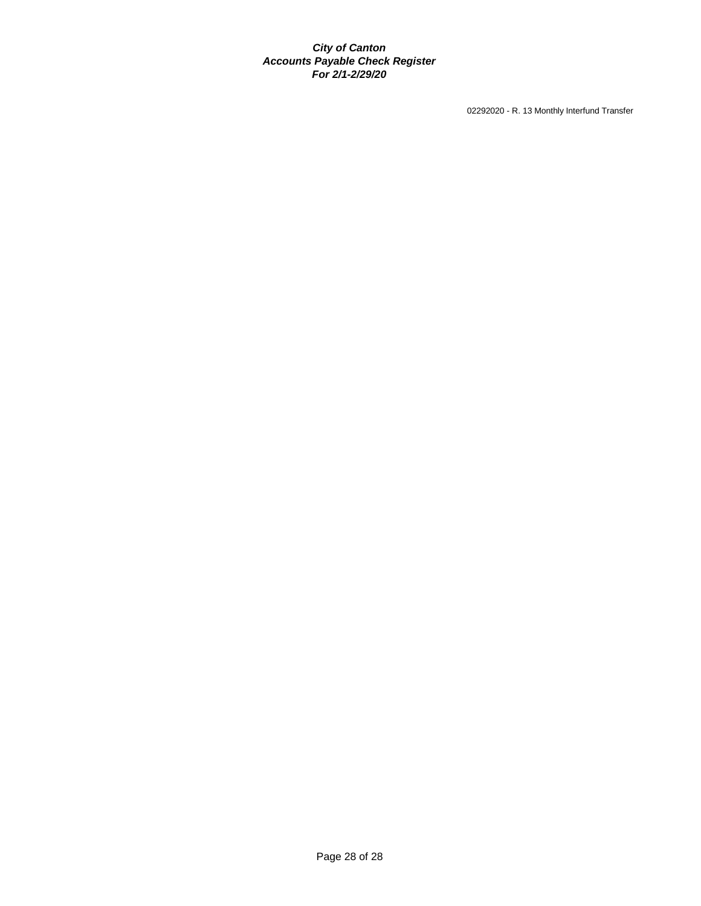***City of Canton***
***Accounts Payable Check Register***
***For 2/1-2/29/20***

02292020 - R. 13 Monthly Interfund Transfer